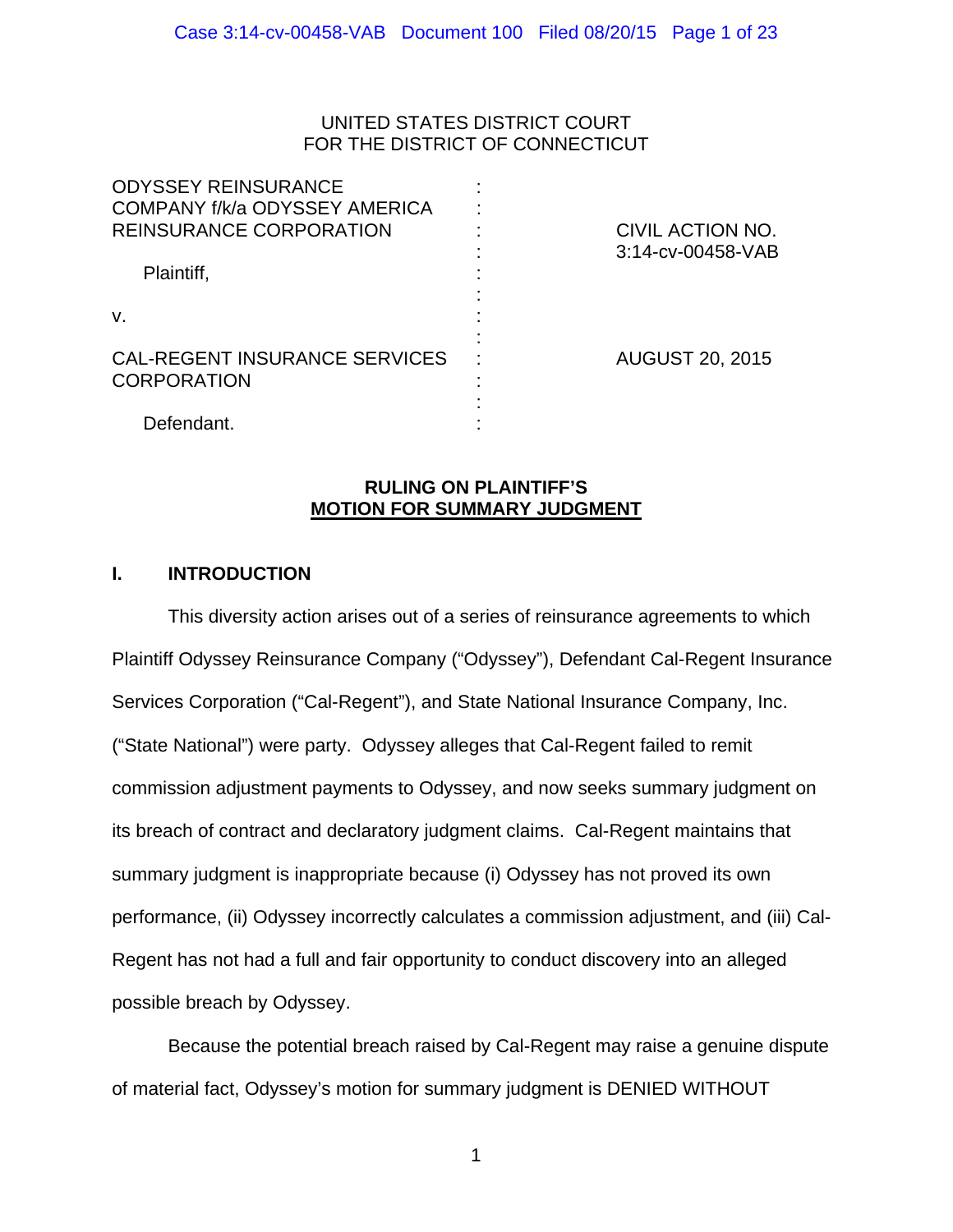UNITED STATES DISTRICT COURT
FOR THE DISTRICT OF CONNECTICUT

| | | |
|---|---|---|
| ODYSSEY REINSURANCE COMPANY f/k/a ODYSSEY AMERICA REINSURANCE CORPORATION | : | CIVIL ACTION NO. 3:14-cv-00458-VAB |
| Plaintiff, | : | |
| v. | : | |
| CAL-REGENT INSURANCE SERVICES CORPORATION | : | AUGUST 20, 2015 |
| Defendant. | : | |

**RULING ON PLAINTIFF'S MOTION FOR SUMMARY JUDGMENT**

## I. INTRODUCTION

This diversity action arises out of a series of reinsurance agreements to which Plaintiff Odyssey Reinsurance Company ("Odyssey"), Defendant Cal-Regent Insurance Services Corporation ("Cal-Regent"), and State National Insurance Company, Inc. ("State National") were party. Odyssey alleges that Cal-Regent failed to remit commission adjustment payments to Odyssey, and now seeks summary judgment on its breach of contract and declaratory judgment claims. Cal-Regent maintains that summary judgment is inappropriate because (i) Odyssey has not proved its own performance, (ii) Odyssey incorrectly calculates a commission adjustment, and (iii) Cal-Regent has not had a full and fair opportunity to conduct discovery into an alleged possible breach by Odyssey.

Because the potential breach raised by Cal-Regent may raise a genuine dispute of material fact, Odyssey's motion for summary judgment is DENIED WITHOUT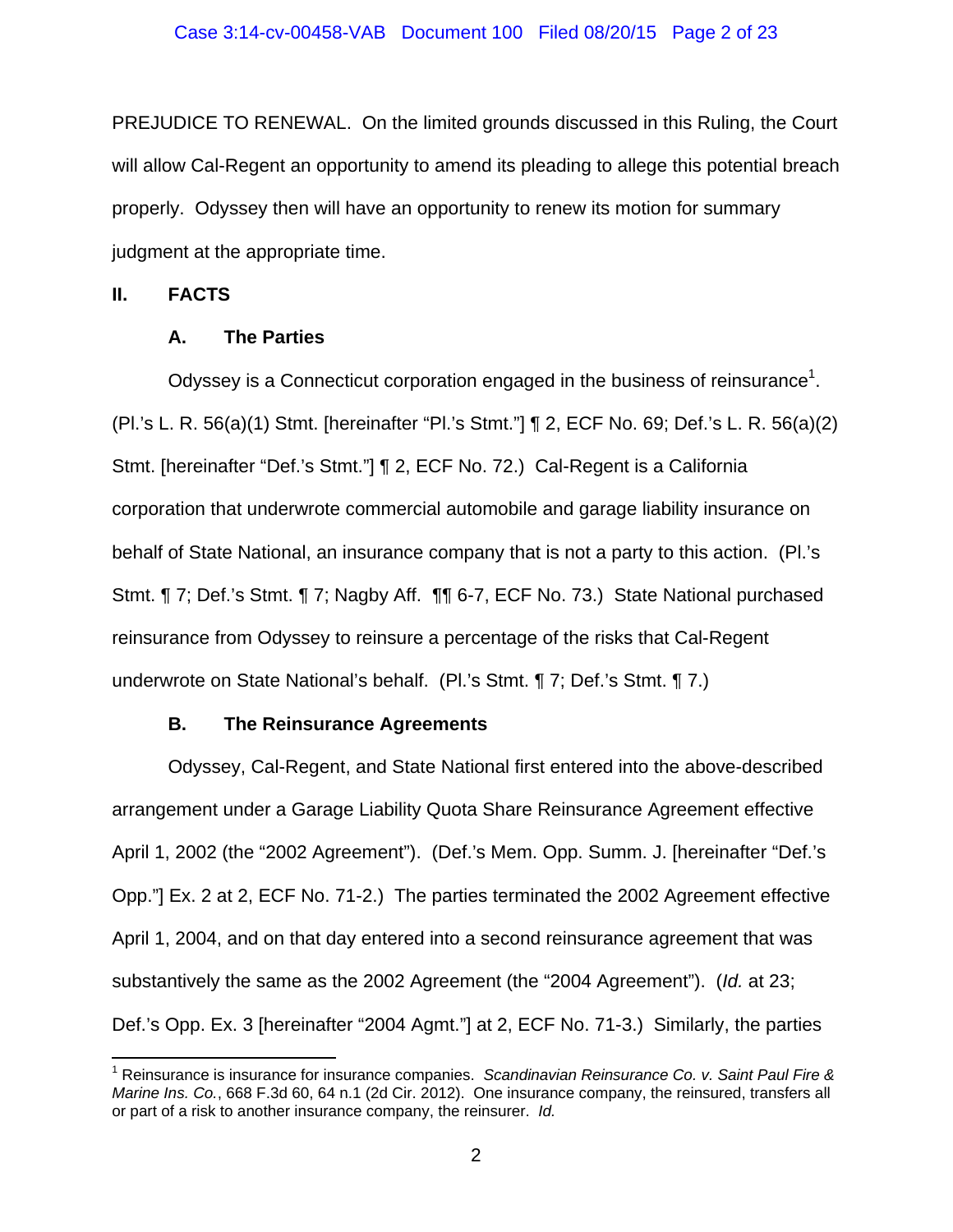PREJUDICE TO RENEWAL. On the limited grounds discussed in this Ruling, the Court will allow Cal-Regent an opportunity to amend its pleading to allege this potential breach properly. Odyssey then will have an opportunity to renew its motion for summary judgment at the appropriate time.

## II. FACTS

### A. The Parties

Odyssey is a Connecticut corporation engaged in the business of reinsurance[1]. (Pl.'s L. R. 56(a)(1) Stmt. [hereinafter "Pl.'s Stmt."] ¶ 2, ECF No. 69; Def.'s L. R. 56(a)(2) Stmt. [hereinafter "Def.'s Stmt."] ¶ 2, ECF No. 72.) Cal-Regent is a California corporation that underwrote commercial automobile and garage liability insurance on behalf of State National, an insurance company that is not a party to this action. (Pl.'s Stmt. ¶ 7; Def.'s Stmt. ¶ 7; Nagby Aff. ¶¶ 6-7, ECF No. 73.) State National purchased reinsurance from Odyssey to reinsure a percentage of the risks that Cal-Regent underwrote on State National's behalf. (Pl.'s Stmt. ¶ 7; Def.'s Stmt. ¶ 7.)

### B. The Reinsurance Agreements

Odyssey, Cal-Regent, and State National first entered into the above-described arrangement under a Garage Liability Quota Share Reinsurance Agreement effective April 1, 2002 (the "2002 Agreement"). (Def.'s Mem. Opp. Summ. J. [hereinafter "Def.'s Opp."] Ex. 2 at 2, ECF No. 71-2.) The parties terminated the 2002 Agreement effective April 1, 2004, and on that day entered into a second reinsurance agreement that was substantively the same as the 2002 Agreement (the "2004 Agreement"). (*Id.* at 23; Def.'s Opp. Ex. 3 [hereinafter "2004 Agmt."] at 2, ECF No. 71-3.) Similarly, the parties

---

[1] Reinsurance is insurance for insurance companies. *Scandinavian Reinsurance Co. v. Saint Paul Fire & Marine Ins. Co.*, 668 F.3d 60, 64 n.1 (2d Cir. 2012). One insurance company, the reinsured, transfers all or part of a risk to another insurance company, the reinsurer. *Id.*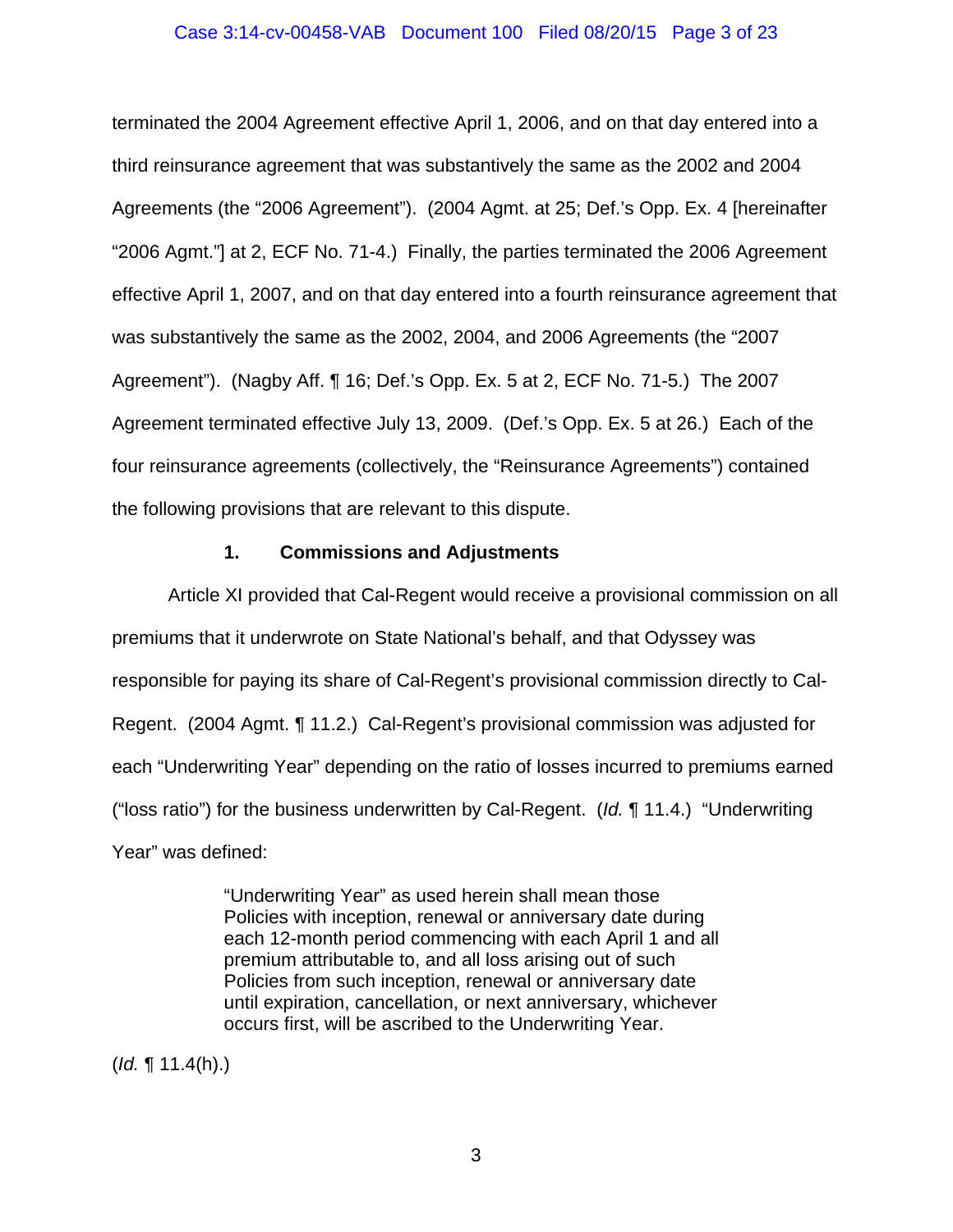terminated the 2004 Agreement effective April 1, 2006, and on that day entered into a third reinsurance agreement that was substantively the same as the 2002 and 2004 Agreements (the "2006 Agreement"). (2004 Agmt. at 25; Def.'s Opp. Ex. 4 [hereinafter "2006 Agmt."] at 2, ECF No. 71-4.) Finally, the parties terminated the 2006 Agreement effective April 1, 2007, and on that day entered into a fourth reinsurance agreement that was substantively the same as the 2002, 2004, and 2006 Agreements (the "2007 Agreement"). (Nagby Aff. ¶ 16; Def.'s Opp. Ex. 5 at 2, ECF No. 71-5.) The 2007 Agreement terminated effective July 13, 2009. (Def.'s Opp. Ex. 5 at 26.) Each of the four reinsurance agreements (collectively, the "Reinsurance Agreements") contained the following provisions that are relevant to this dispute.

### 1. Commissions and Adjustments

Article XI provided that Cal-Regent would receive a provisional commission on all premiums that it underwrote on State National's behalf, and that Odyssey was responsible for paying its share of Cal-Regent's provisional commission directly to Cal-Regent. (2004 Agmt. ¶ 11.2.) Cal-Regent's provisional commission was adjusted for each "Underwriting Year" depending on the ratio of losses incurred to premiums earned ("loss ratio") for the business underwritten by Cal-Regent. (*Id.* ¶ 11.4.) "Underwriting Year" was defined:

> "Underwriting Year" as used herein shall mean those Policies with inception, renewal or anniversary date during each 12-month period commencing with each April 1 and all premium attributable to, and all loss arising out of such Policies from such inception, renewal or anniversary date until expiration, cancellation, or next anniversary, whichever occurs first, will be ascribed to the Underwriting Year.

(*Id.* ¶ 11.4(h).)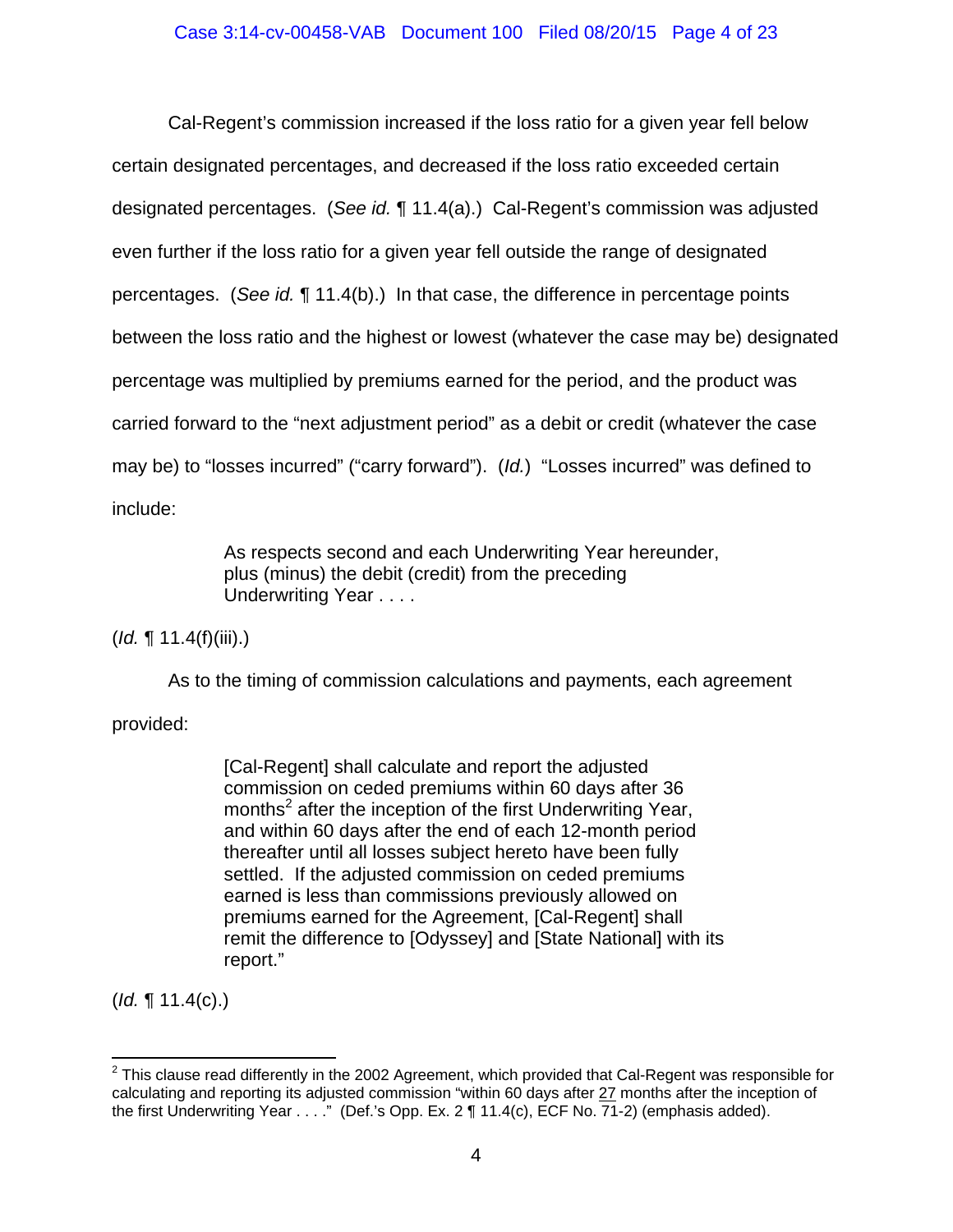Cal-Regent's commission increased if the loss ratio for a given year fell below certain designated percentages, and decreased if the loss ratio exceeded certain designated percentages. (*See id.* ¶ 11.4(a).) Cal-Regent's commission was adjusted even further if the loss ratio for a given year fell outside the range of designated percentages. (*See id.* ¶ 11.4(b).) In that case, the difference in percentage points between the loss ratio and the highest or lowest (whatever the case may be) designated percentage was multiplied by premiums earned for the period, and the product was carried forward to the "next adjustment period" as a debit or credit (whatever the case may be) to "losses incurred" ("carry forward"). (*Id.*) "Losses incurred" was defined to include:

> As respects second and each Underwriting Year hereunder, plus (minus) the debit (credit) from the preceding Underwriting Year . . . .

(*Id.* ¶ 11.4(f)(iii).)

As to the timing of commission calculations and payments, each agreement provided:

> [Cal-Regent] shall calculate and report the adjusted commission on ceded premiums within 60 days after 36 months[2] after the inception of the first Underwriting Year, and within 60 days after the end of each 12-month period thereafter until all losses subject hereto have been fully settled. If the adjusted commission on ceded premiums earned is less than commissions previously allowed on premiums earned for the Agreement, [Cal-Regent] shall remit the difference to [Odyssey] and [State National] with its report."

(*Id.* ¶ 11.4(c).)

---

[2] This clause read differently in the 2002 Agreement, which provided that Cal-Regent was responsible for calculating and reporting its adjusted commission "within 60 days after <u>27</u> months after the inception of the first Underwriting Year . . . ." (Def.'s Opp. Ex. 2 ¶ 11.4(c), ECF No. 71-2) (emphasis added).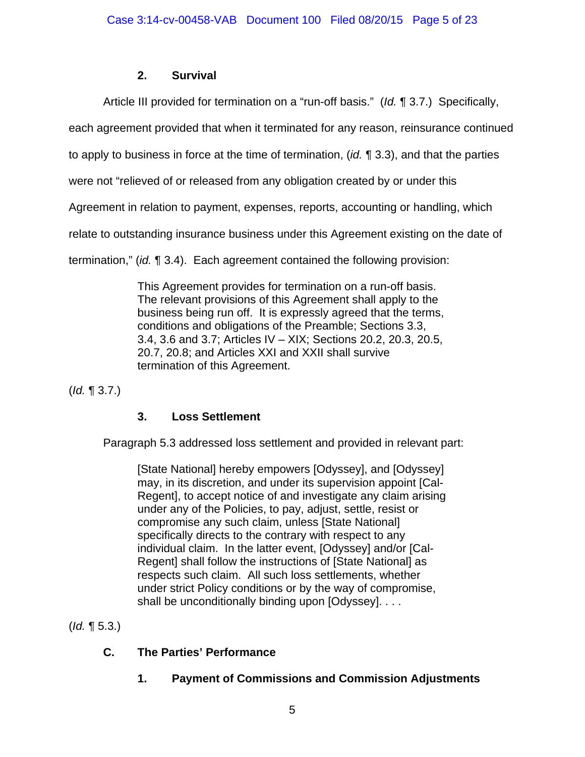### 2. Survival

Article III provided for termination on a "run-off basis." (*Id.* ¶ 3.7.) Specifically, each agreement provided that when it terminated for any reason, reinsurance continued to apply to business in force at the time of termination, (*id.* ¶ 3.3), and that the parties were not "relieved of or released from any obligation created by or under this Agreement in relation to payment, expenses, reports, accounting or handling, which relate to outstanding insurance business under this Agreement existing on the date of termination," (*id.* ¶ 3.4). Each agreement contained the following provision:

> This Agreement provides for termination on a run-off basis. The relevant provisions of this Agreement shall apply to the business being run off. It is expressly agreed that the terms, conditions and obligations of the Preamble; Sections 3.3, 3.4, 3.6 and 3.7; Articles IV – XIX; Sections 20.2, 20.3, 20.5, 20.7, 20.8; and Articles XXI and XXII shall survive termination of this Agreement.

(*Id.* ¶ 3.7.)

### 3. Loss Settlement

Paragraph 5.3 addressed loss settlement and provided in relevant part:

> [State National] hereby empowers [Odyssey], and [Odyssey] may, in its discretion, and under its supervision appoint [Cal-Regent], to accept notice of and investigate any claim arising under any of the Policies, to pay, adjust, settle, resist or compromise any such claim, unless [State National] specifically directs to the contrary with respect to any individual claim. In the latter event, [Odyssey] and/or [Cal-Regent] shall follow the instructions of [State National] as respects such claim. All such loss settlements, whether under strict Policy conditions or by the way of compromise, shall be unconditionally binding upon [Odyssey]. . . .

(*Id.* ¶ 5.3.)

## C. The Parties' Performance

### 1. Payment of Commissions and Commission Adjustments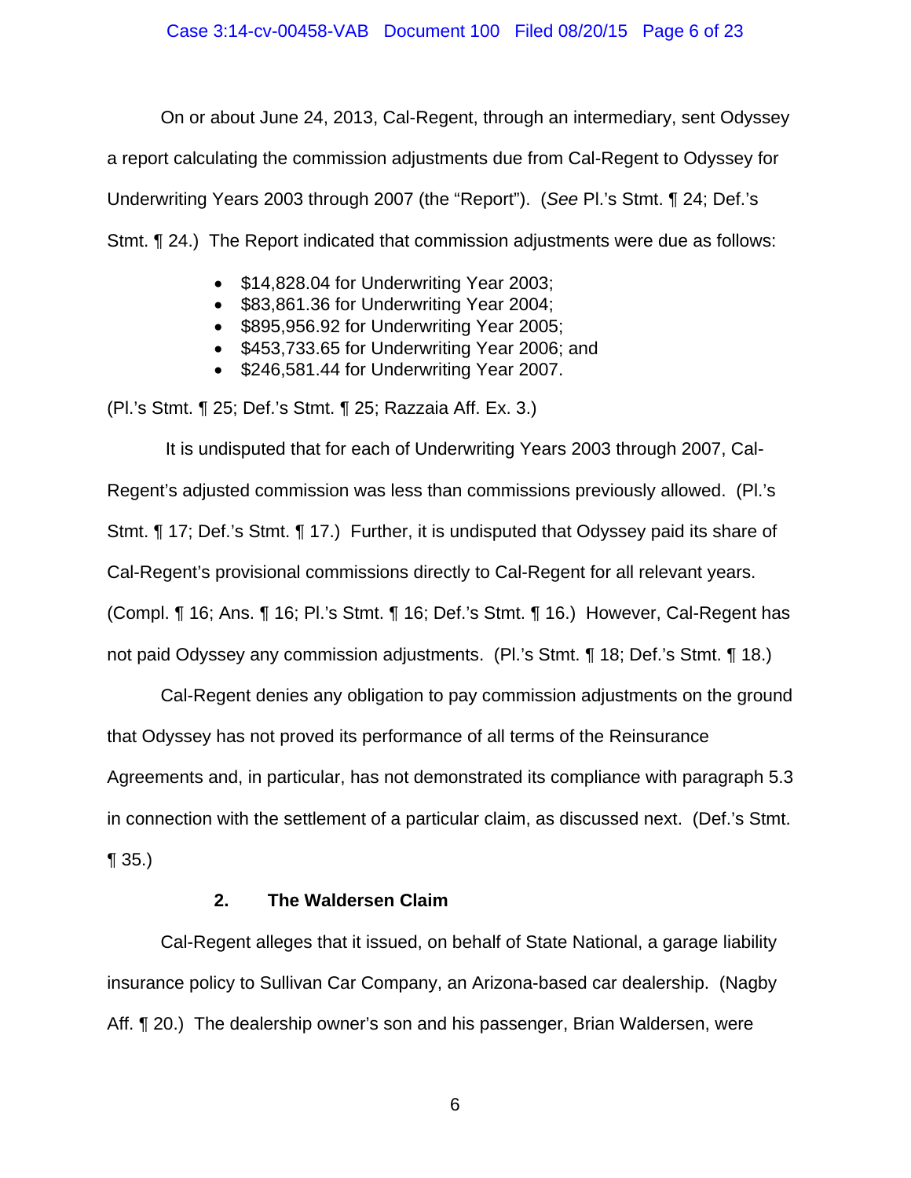On or about June 24, 2013, Cal-Regent, through an intermediary, sent Odyssey a report calculating the commission adjustments due from Cal-Regent to Odyssey for Underwriting Years 2003 through 2007 (the "Report"). (*See* Pl.'s Stmt. ¶ 24; Def.'s Stmt. ¶ 24.) The Report indicated that commission adjustments were due as follows:

- $14,828.04 for Underwriting Year 2003;
- $83,861.36 for Underwriting Year 2004;
- $895,956.92 for Underwriting Year 2005;
- $453,733.65 for Underwriting Year 2006; and
- $246,581.44 for Underwriting Year 2007.

(Pl.'s Stmt. ¶ 25; Def.'s Stmt. ¶ 25; Razzaia Aff. Ex. 3.)

It is undisputed that for each of Underwriting Years 2003 through 2007, Cal-Regent's adjusted commission was less than commissions previously allowed. (Pl.'s Stmt. ¶ 17; Def.'s Stmt. ¶ 17.) Further, it is undisputed that Odyssey paid its share of Cal-Regent's provisional commissions directly to Cal-Regent for all relevant years. (Compl. ¶ 16; Ans. ¶ 16; Pl.'s Stmt. ¶ 16; Def.'s Stmt. ¶ 16.) However, Cal-Regent has not paid Odyssey any commission adjustments. (Pl.'s Stmt. ¶ 18; Def.'s Stmt. ¶ 18.)

Cal-Regent denies any obligation to pay commission adjustments on the ground that Odyssey has not proved its performance of all terms of the Reinsurance Agreements and, in particular, has not demonstrated its compliance with paragraph 5.3 in connection with the settlement of a particular claim, as discussed next. (Def.'s Stmt. ¶ 35.)

### 2. The Waldersen Claim

Cal-Regent alleges that it issued, on behalf of State National, a garage liability insurance policy to Sullivan Car Company, an Arizona-based car dealership. (Nagby Aff. ¶ 20.) The dealership owner's son and his passenger, Brian Waldersen, were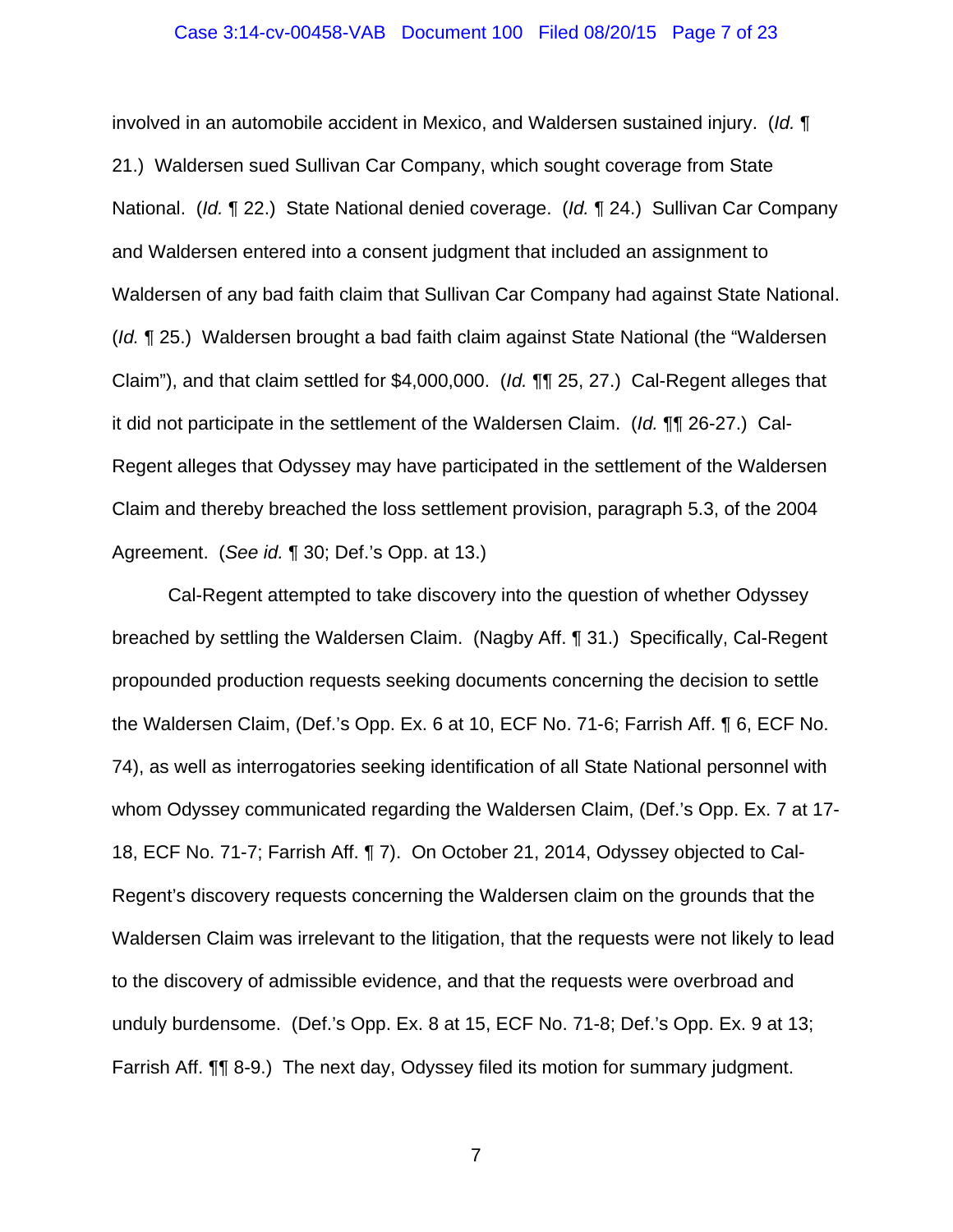involved in an automobile accident in Mexico, and Waldersen sustained injury. (*Id.* ¶ 21.) Waldersen sued Sullivan Car Company, which sought coverage from State National. (*Id.* ¶ 22.) State National denied coverage. (*Id.* ¶ 24.) Sullivan Car Company and Waldersen entered into a consent judgment that included an assignment to Waldersen of any bad faith claim that Sullivan Car Company had against State National. (*Id.* ¶ 25.) Waldersen brought a bad faith claim against State National (the "Waldersen Claim"), and that claim settled for $4,000,000. (*Id.* ¶¶ 25, 27.) Cal-Regent alleges that it did not participate in the settlement of the Waldersen Claim. (*Id.* ¶¶ 26-27.) Cal-Regent alleges that Odyssey may have participated in the settlement of the Waldersen Claim and thereby breached the loss settlement provision, paragraph 5.3, of the 2004 Agreement. (*See id.* ¶ 30; Def.'s Opp. at 13.)

Cal-Regent attempted to take discovery into the question of whether Odyssey breached by settling the Waldersen Claim. (Nagby Aff. ¶ 31.) Specifically, Cal-Regent propounded production requests seeking documents concerning the decision to settle the Waldersen Claim, (Def.'s Opp. Ex. 6 at 10, ECF No. 71-6; Farrish Aff. ¶ 6, ECF No. 74), as well as interrogatories seeking identification of all State National personnel with whom Odyssey communicated regarding the Waldersen Claim, (Def.'s Opp. Ex. 7 at 17-18, ECF No. 71-7; Farrish Aff. ¶ 7). On October 21, 2014, Odyssey objected to Cal-Regent's discovery requests concerning the Waldersen claim on the grounds that the Waldersen Claim was irrelevant to the litigation, that the requests were not likely to lead to the discovery of admissible evidence, and that the requests were overbroad and unduly burdensome. (Def.'s Opp. Ex. 8 at 15, ECF No. 71-8; Def.'s Opp. Ex. 9 at 13; Farrish Aff. ¶¶ 8-9.) The next day, Odyssey filed its motion for summary judgment.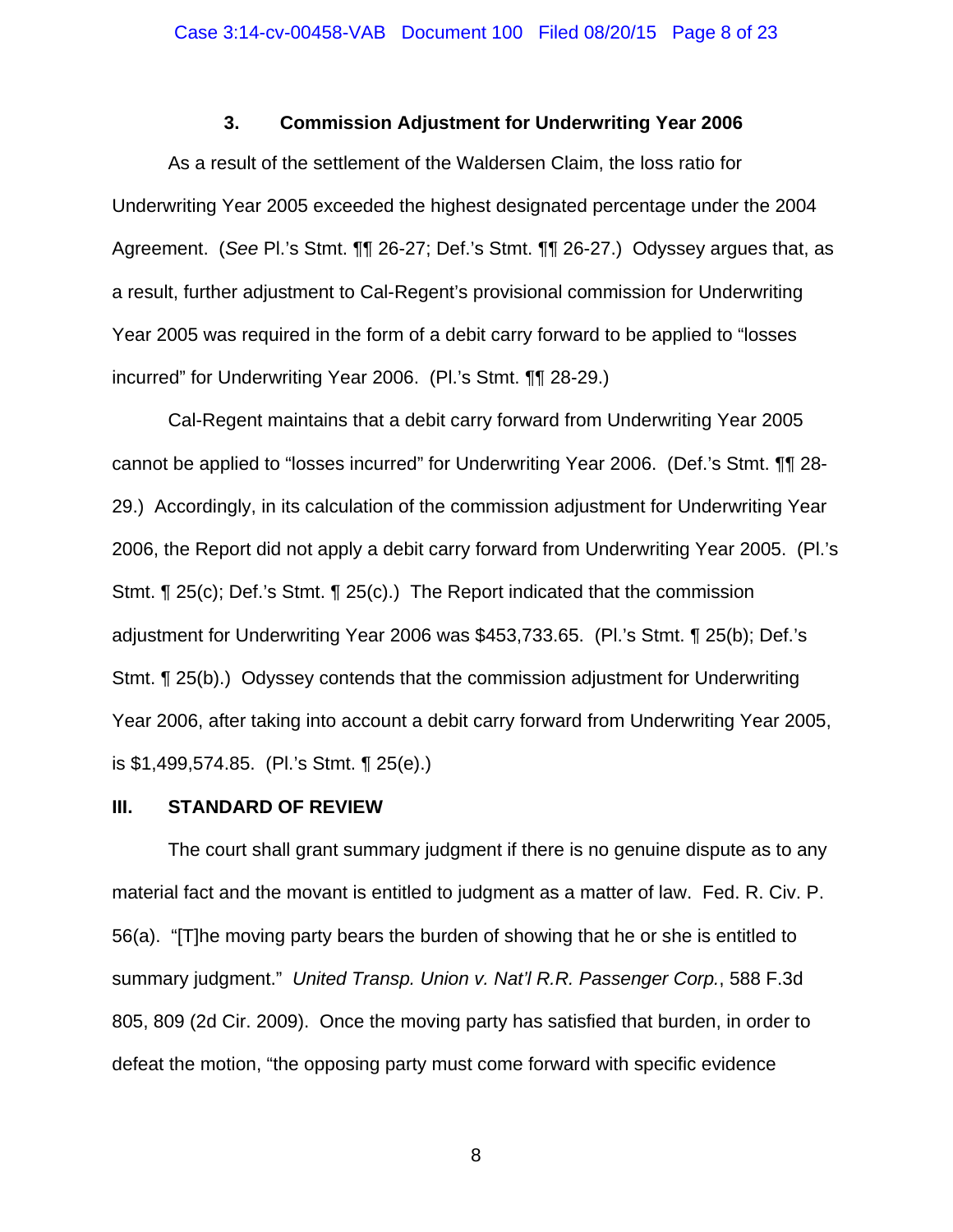### 3. Commission Adjustment for Underwriting Year 2006

As a result of the settlement of the Waldersen Claim, the loss ratio for Underwriting Year 2005 exceeded the highest designated percentage under the 2004 Agreement. (*See* Pl.'s Stmt. ¶¶ 26-27; Def.'s Stmt. ¶¶ 26-27.) Odyssey argues that, as a result, further adjustment to Cal-Regent's provisional commission for Underwriting Year 2005 was required in the form of a debit carry forward to be applied to "losses incurred" for Underwriting Year 2006. (Pl.'s Stmt. ¶¶ 28-29.)

Cal-Regent maintains that a debit carry forward from Underwriting Year 2005 cannot be applied to "losses incurred" for Underwriting Year 2006. (Def.'s Stmt. ¶¶ 28-29.) Accordingly, in its calculation of the commission adjustment for Underwriting Year 2006, the Report did not apply a debit carry forward from Underwriting Year 2005. (Pl.'s Stmt. ¶ 25(c); Def.'s Stmt. ¶ 25(c).) The Report indicated that the commission adjustment for Underwriting Year 2006 was $453,733.65. (Pl.'s Stmt. ¶ 25(b); Def.'s Stmt. ¶ 25(b).) Odyssey contends that the commission adjustment for Underwriting Year 2006, after taking into account a debit carry forward from Underwriting Year 2005, is $1,499,574.85. (Pl.'s Stmt. ¶ 25(e).)

## III. STANDARD OF REVIEW

The court shall grant summary judgment if there is no genuine dispute as to any material fact and the movant is entitled to judgment as a matter of law. Fed. R. Civ. P. 56(a). "[T]he moving party bears the burden of showing that he or she is entitled to summary judgment." *United Transp. Union v. Nat'l R.R. Passenger Corp.*, 588 F.3d 805, 809 (2d Cir. 2009). Once the moving party has satisfied that burden, in order to defeat the motion, "the opposing party must come forward with specific evidence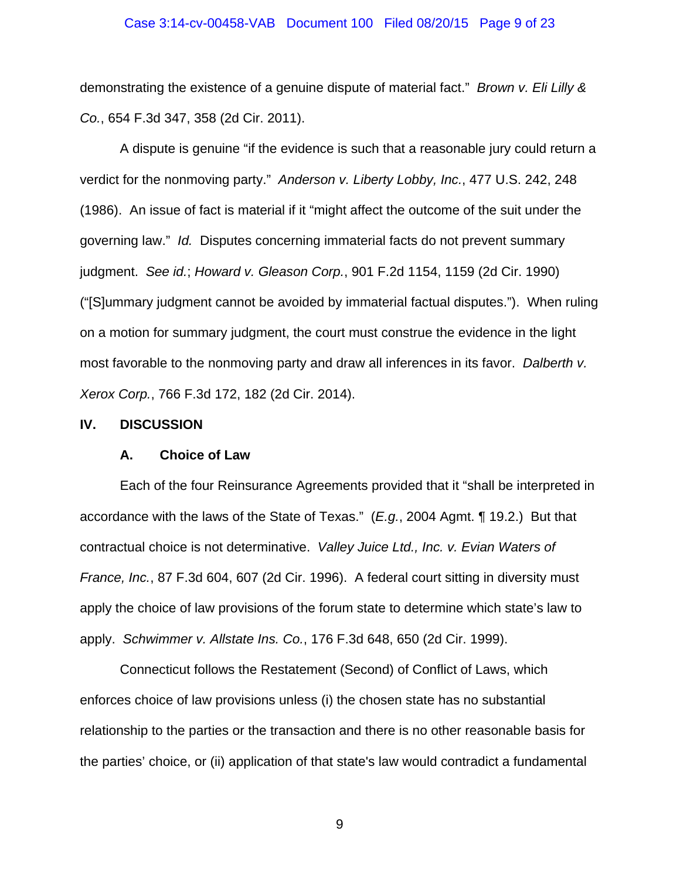demonstrating the existence of a genuine dispute of material fact." *Brown v. Eli Lilly & Co.*, 654 F.3d 347, 358 (2d Cir. 2011).

A dispute is genuine "if the evidence is such that a reasonable jury could return a verdict for the nonmoving party." *Anderson v. Liberty Lobby, Inc.*, 477 U.S. 242, 248 (1986). An issue of fact is material if it "might affect the outcome of the suit under the governing law." *Id.* Disputes concerning immaterial facts do not prevent summary judgment. *See id.*; *Howard v. Gleason Corp.*, 901 F.2d 1154, 1159 (2d Cir. 1990) ("[S]ummary judgment cannot be avoided by immaterial factual disputes."). When ruling on a motion for summary judgment, the court must construe the evidence in the light most favorable to the nonmoving party and draw all inferences in its favor. *Dalberth v. Xerox Corp.*, 766 F.3d 172, 182 (2d Cir. 2014).

## IV. DISCUSSION

### A. Choice of Law

Each of the four Reinsurance Agreements provided that it "shall be interpreted in accordance with the laws of the State of Texas." (*E.g.*, 2004 Agmt. ¶ 19.2.) But that contractual choice is not determinative. *Valley Juice Ltd., Inc. v. Evian Waters of France, Inc.*, 87 F.3d 604, 607 (2d Cir. 1996). A federal court sitting in diversity must apply the choice of law provisions of the forum state to determine which state's law to apply. *Schwimmer v. Allstate Ins. Co.*, 176 F.3d 648, 650 (2d Cir. 1999).

Connecticut follows the Restatement (Second) of Conflict of Laws, which enforces choice of law provisions unless (i) the chosen state has no substantial relationship to the parties or the transaction and there is no other reasonable basis for the parties' choice, or (ii) application of that state's law would contradict a fundamental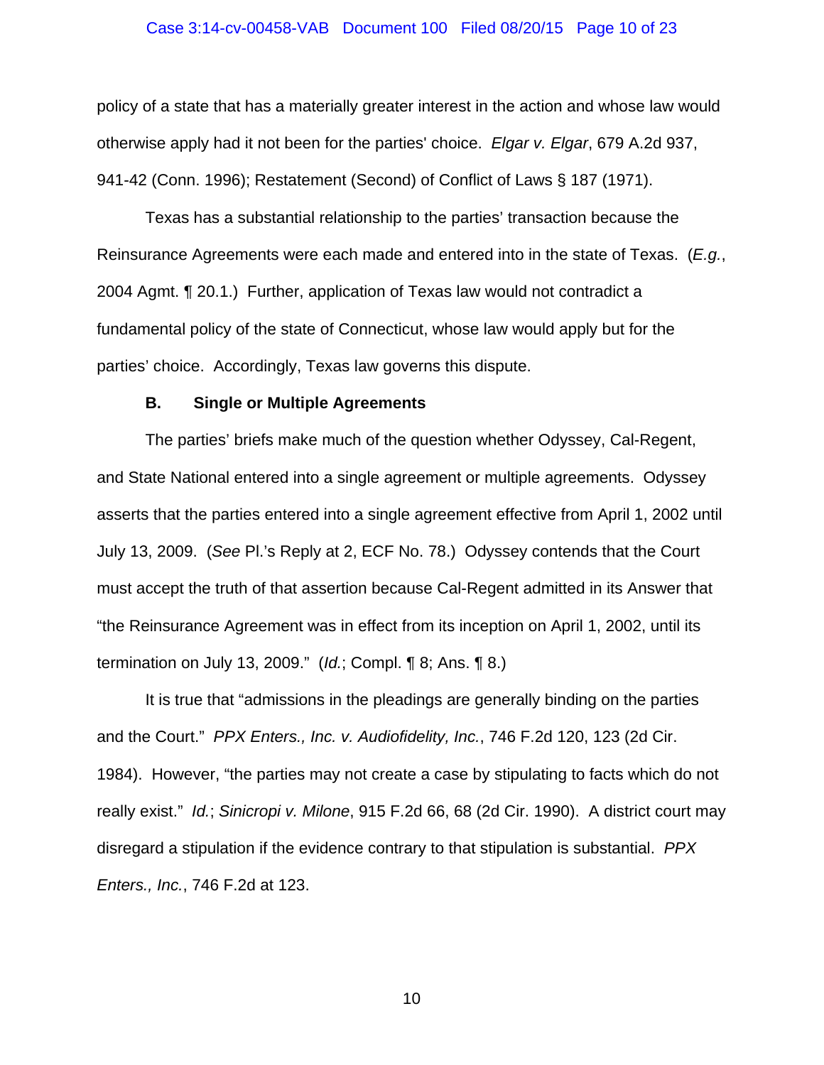policy of a state that has a materially greater interest in the action and whose law would otherwise apply had it not been for the parties' choice. *Elgar v. Elgar*, 679 A.2d 937, 941-42 (Conn. 1996); Restatement (Second) of Conflict of Laws § 187 (1971).

Texas has a substantial relationship to the parties' transaction because the Reinsurance Agreements were each made and entered into in the state of Texas. (*E.g.*, 2004 Agmt. ¶ 20.1.) Further, application of Texas law would not contradict a fundamental policy of the state of Connecticut, whose law would apply but for the parties' choice. Accordingly, Texas law governs this dispute.

### B. Single or Multiple Agreements

The parties' briefs make much of the question whether Odyssey, Cal-Regent, and State National entered into a single agreement or multiple agreements. Odyssey asserts that the parties entered into a single agreement effective from April 1, 2002 until July 13, 2009. (*See* Pl.'s Reply at 2, ECF No. 78.) Odyssey contends that the Court must accept the truth of that assertion because Cal-Regent admitted in its Answer that "the Reinsurance Agreement was in effect from its inception on April 1, 2002, until its termination on July 13, 2009." (*Id.*; Compl. ¶ 8; Ans. ¶ 8.)

It is true that "admissions in the pleadings are generally binding on the parties and the Court." *PPX Enters., Inc. v. Audiofidelity, Inc.*, 746 F.2d 120, 123 (2d Cir. 1984). However, "the parties may not create a case by stipulating to facts which do not really exist." *Id.*; *Sinicropi v. Milone*, 915 F.2d 66, 68 (2d Cir. 1990). A district court may disregard a stipulation if the evidence contrary to that stipulation is substantial. *PPX Enters., Inc.*, 746 F.2d at 123.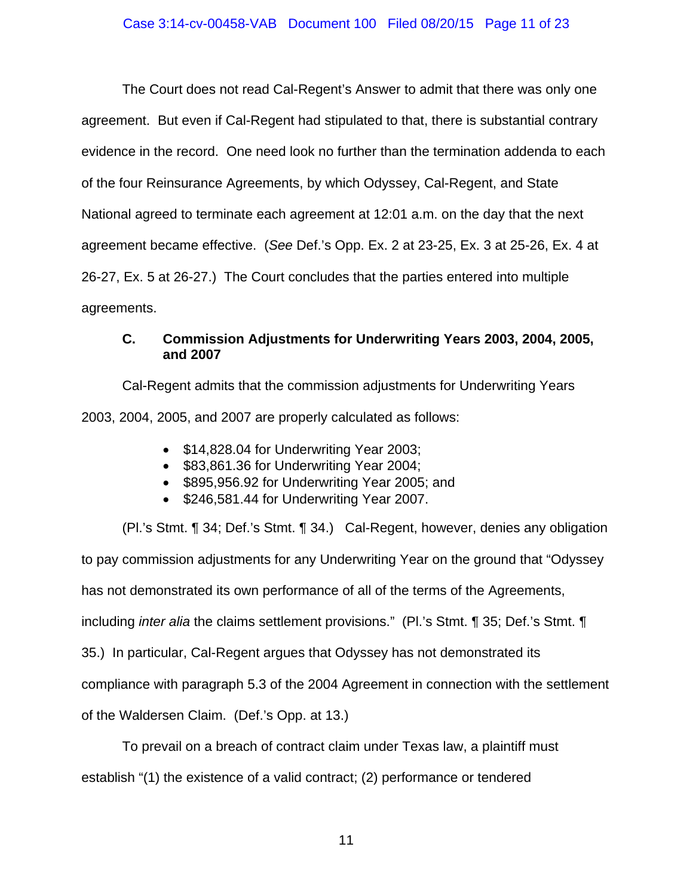The Court does not read Cal-Regent's Answer to admit that there was only one agreement. But even if Cal-Regent had stipulated to that, there is substantial contrary evidence in the record. One need look no further than the termination addenda to each of the four Reinsurance Agreements, by which Odyssey, Cal-Regent, and State National agreed to terminate each agreement at 12:01 a.m. on the day that the next agreement became effective. (*See* Def.'s Opp. Ex. 2 at 23-25, Ex. 3 at 25-26, Ex. 4 at 26-27, Ex. 5 at 26-27.) The Court concludes that the parties entered into multiple agreements.

### C. Commission Adjustments for Underwriting Years 2003, 2004, 2005, and 2007

Cal-Regent admits that the commission adjustments for Underwriting Years 2003, 2004, 2005, and 2007 are properly calculated as follows:

- $14,828.04 for Underwriting Year 2003;
- $83,861.36 for Underwriting Year 2004;
- $895,956.92 for Underwriting Year 2005; and
- $246,581.44 for Underwriting Year 2007.

(Pl.'s Stmt. ¶ 34; Def.'s Stmt. ¶ 34.) Cal-Regent, however, denies any obligation to pay commission adjustments for any Underwriting Year on the ground that "Odyssey has not demonstrated its own performance of all of the terms of the Agreements, including *inter alia* the claims settlement provisions." (Pl.'s Stmt. ¶ 35; Def.'s Stmt. ¶ 35.) In particular, Cal-Regent argues that Odyssey has not demonstrated its compliance with paragraph 5.3 of the 2004 Agreement in connection with the settlement of the Waldersen Claim. (Def.'s Opp. at 13.)

To prevail on a breach of contract claim under Texas law, a plaintiff must establish "(1) the existence of a valid contract; (2) performance or tendered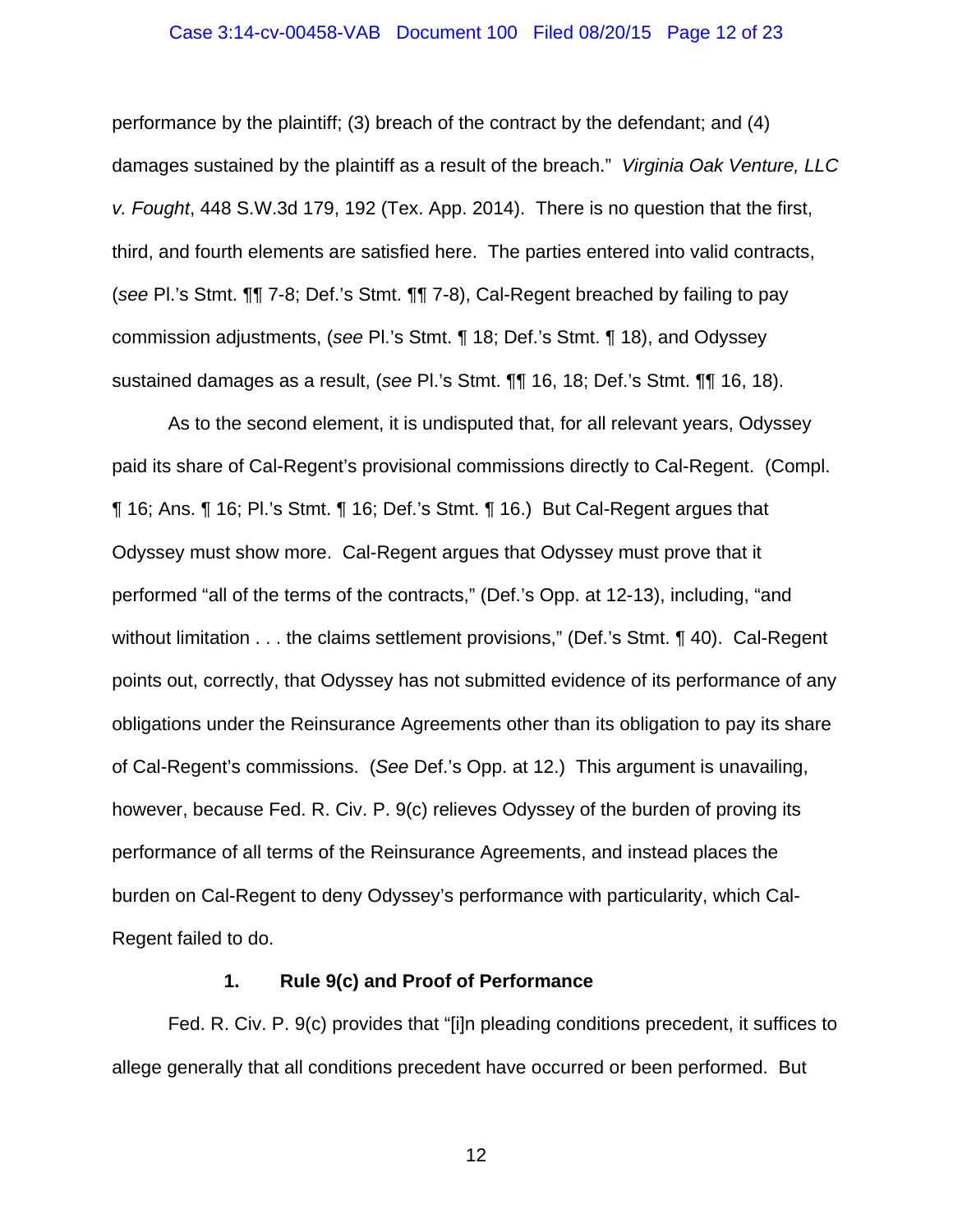performance by the plaintiff; (3) breach of the contract by the defendant; and (4) damages sustained by the plaintiff as a result of the breach." *Virginia Oak Venture, LLC v. Fought*, 448 S.W.3d 179, 192 (Tex. App. 2014). There is no question that the first, third, and fourth elements are satisfied here. The parties entered into valid contracts, (*see* Pl.'s Stmt. ¶¶ 7-8; Def.'s Stmt. ¶¶ 7-8), Cal-Regent breached by failing to pay commission adjustments, (*see* Pl.'s Stmt. ¶ 18; Def.'s Stmt. ¶ 18), and Odyssey sustained damages as a result, (*see* Pl.'s Stmt. ¶¶ 16, 18; Def.'s Stmt. ¶¶ 16, 18).

As to the second element, it is undisputed that, for all relevant years, Odyssey paid its share of Cal-Regent's provisional commissions directly to Cal-Regent. (Compl. ¶ 16; Ans. ¶ 16; Pl.'s Stmt. ¶ 16; Def.'s Stmt. ¶ 16.) But Cal-Regent argues that Odyssey must show more. Cal-Regent argues that Odyssey must prove that it performed "all of the terms of the contracts," (Def.'s Opp. at 12-13), including, "and without limitation . . . the claims settlement provisions," (Def.'s Stmt. ¶ 40). Cal-Regent points out, correctly, that Odyssey has not submitted evidence of its performance of any obligations under the Reinsurance Agreements other than its obligation to pay its share of Cal-Regent's commissions. (*See* Def.'s Opp. at 12.) This argument is unavailing, however, because Fed. R. Civ. P. 9(c) relieves Odyssey of the burden of proving its performance of all terms of the Reinsurance Agreements, and instead places the burden on Cal-Regent to deny Odyssey's performance with particularity, which Cal-Regent failed to do.

### 1. Rule 9(c) and Proof of Performance

Fed. R. Civ. P. 9(c) provides that "[i]n pleading conditions precedent, it suffices to allege generally that all conditions precedent have occurred or been performed. But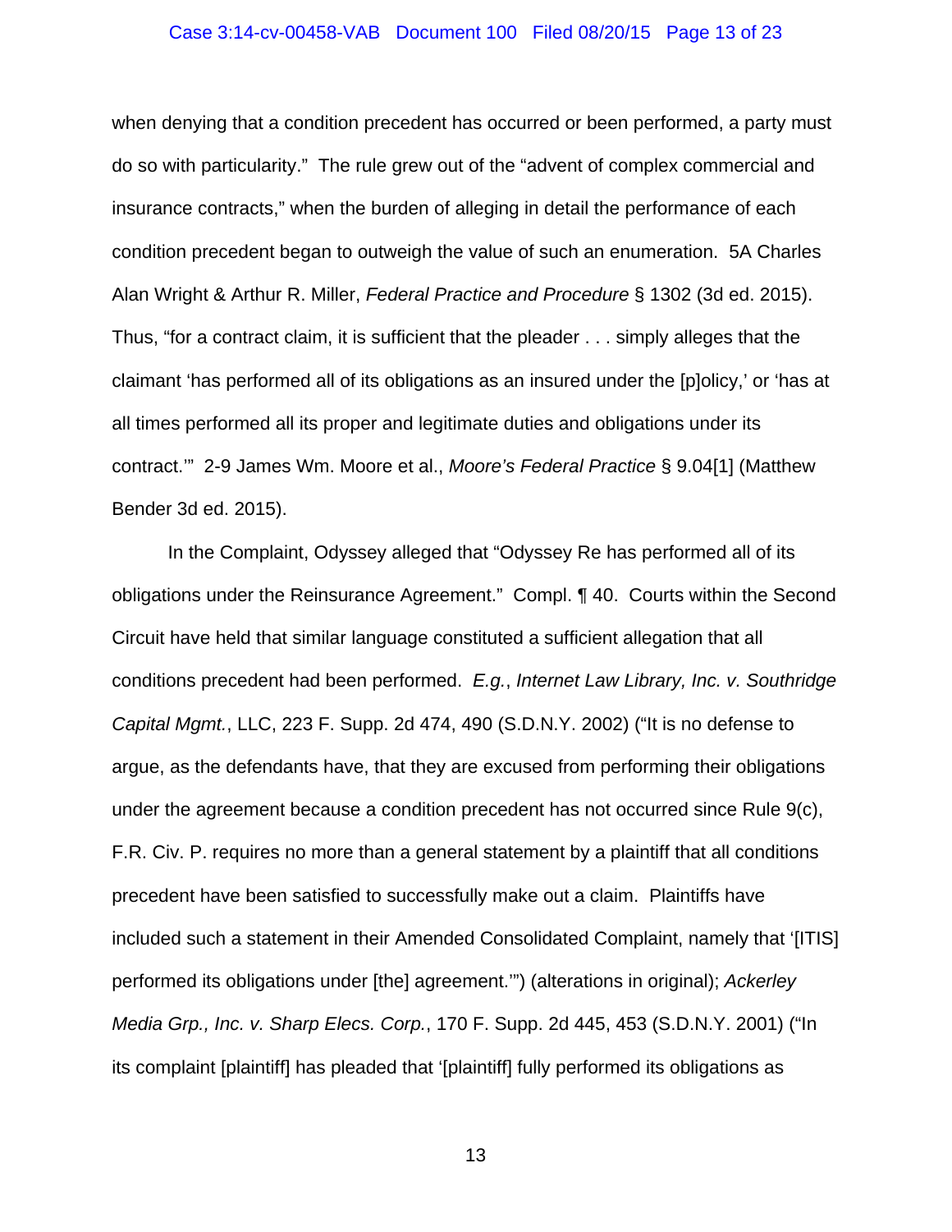when denying that a condition precedent has occurred or been performed, a party must do so with particularity." The rule grew out of the "advent of complex commercial and insurance contracts," when the burden of alleging in detail the performance of each condition precedent began to outweigh the value of such an enumeration. 5A Charles Alan Wright & Arthur R. Miller, *Federal Practice and Procedure* § 1302 (3d ed. 2015). Thus, "for a contract claim, it is sufficient that the pleader . . . simply alleges that the claimant 'has performed all of its obligations as an insured under the [p]olicy,' or 'has at all times performed all its proper and legitimate duties and obligations under its contract.'" 2-9 James Wm. Moore et al., *Moore's Federal Practice* § 9.04[1] (Matthew Bender 3d ed. 2015).

In the Complaint, Odyssey alleged that "Odyssey Re has performed all of its obligations under the Reinsurance Agreement." Compl. ¶ 40. Courts within the Second Circuit have held that similar language constituted a sufficient allegation that all conditions precedent had been performed. *E.g.*, *Internet Law Library, Inc. v. Southridge Capital Mgmt.*, LLC, 223 F. Supp. 2d 474, 490 (S.D.N.Y. 2002) ("It is no defense to argue, as the defendants have, that they are excused from performing their obligations under the agreement because a condition precedent has not occurred since Rule 9(c), F.R. Civ. P. requires no more than a general statement by a plaintiff that all conditions precedent have been satisfied to successfully make out a claim. Plaintiffs have included such a statement in their Amended Consolidated Complaint, namely that '[ITIS] performed its obligations under [the] agreement.'") (alterations in original); *Ackerley Media Grp., Inc. v. Sharp Elecs. Corp.*, 170 F. Supp. 2d 445, 453 (S.D.N.Y. 2001) ("In its complaint [plaintiff] has pleaded that '[plaintiff] fully performed its obligations as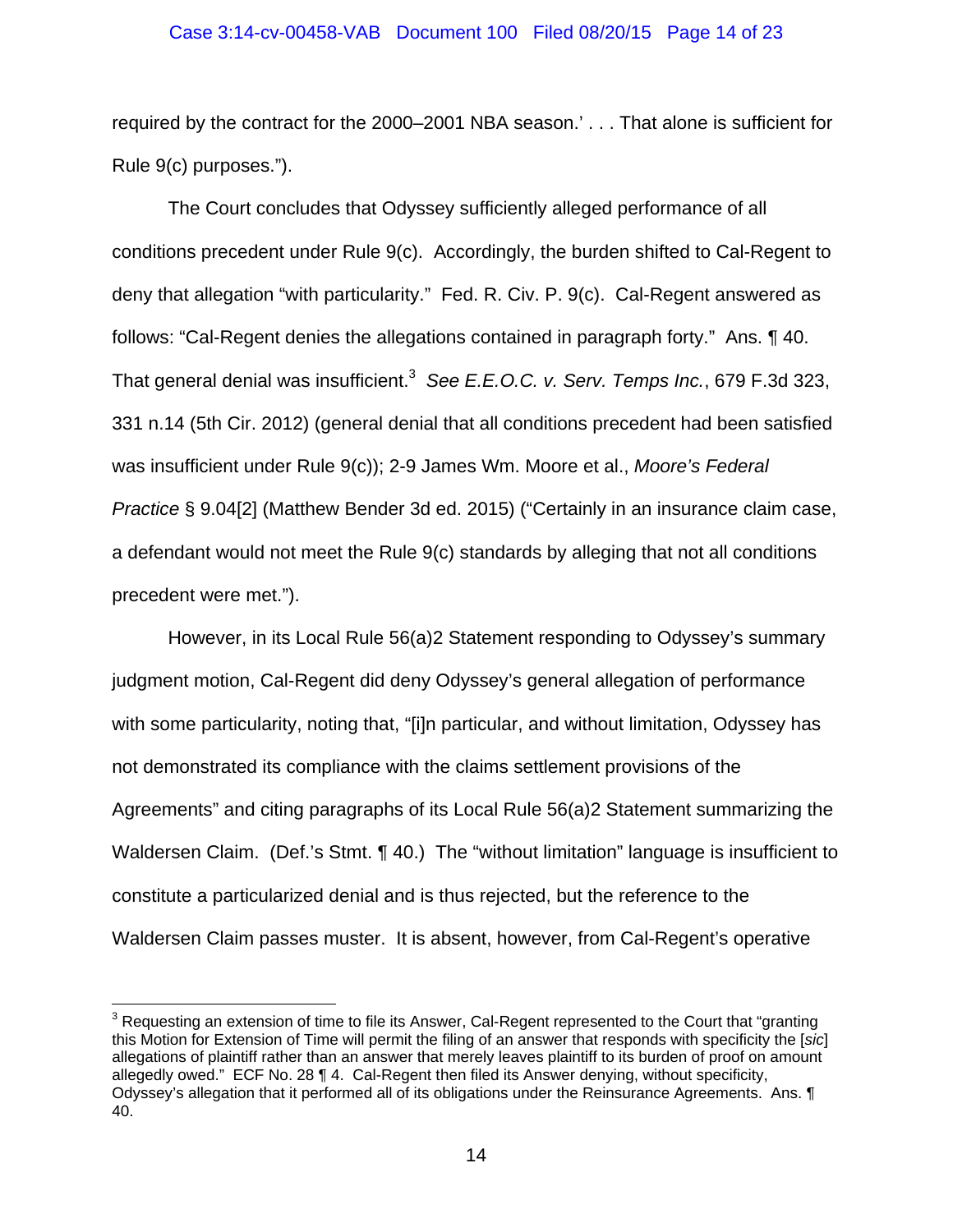required by the contract for the 2000–2001 NBA season.' . . . That alone is sufficient for Rule 9(c) purposes.").

The Court concludes that Odyssey sufficiently alleged performance of all conditions precedent under Rule 9(c). Accordingly, the burden shifted to Cal-Regent to deny that allegation "with particularity." Fed. R. Civ. P. 9(c). Cal-Regent answered as follows: "Cal-Regent denies the allegations contained in paragraph forty." Ans. ¶ 40. That general denial was insufficient.[3] *See E.E.O.C. v. Serv. Temps Inc.*, 679 F.3d 323, 331 n.14 (5th Cir. 2012) (general denial that all conditions precedent had been satisfied was insufficient under Rule 9(c)); 2-9 James Wm. Moore et al., *Moore's Federal Practice* § 9.04[2] (Matthew Bender 3d ed. 2015) ("Certainly in an insurance claim case, a defendant would not meet the Rule 9(c) standards by alleging that not all conditions precedent were met.").

However, in its Local Rule 56(a)2 Statement responding to Odyssey's summary judgment motion, Cal-Regent did deny Odyssey's general allegation of performance with some particularity, noting that, "[i]n particular, and without limitation, Odyssey has not demonstrated its compliance with the claims settlement provisions of the Agreements" and citing paragraphs of its Local Rule 56(a)2 Statement summarizing the Waldersen Claim. (Def.'s Stmt. ¶ 40.) The "without limitation" language is insufficient to constitute a particularized denial and is thus rejected, but the reference to the Waldersen Claim passes muster. It is absent, however, from Cal-Regent's operative

[3] Requesting an extension of time to file its Answer, Cal-Regent represented to the Court that "granting this Motion for Extension of Time will permit the filing of an answer that responds with specificity the [*sic*] allegations of plaintiff rather than an answer that merely leaves plaintiff to its burden of proof on amount allegedly owed." ECF No. 28 ¶ 4. Cal-Regent then filed its Answer denying, without specificity, Odyssey's allegation that it performed all of its obligations under the Reinsurance Agreements. Ans. ¶ 40.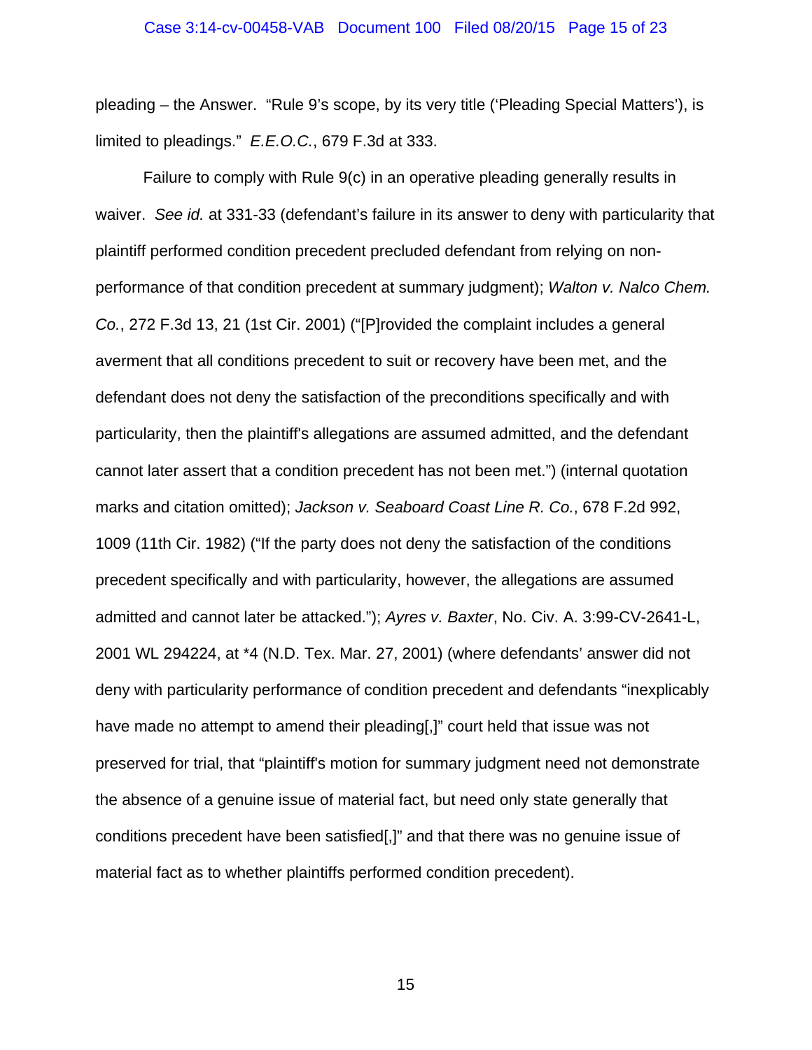pleading – the Answer. "Rule 9's scope, by its very title ('Pleading Special Matters'), is limited to pleadings." *E.E.O.C.*, 679 F.3d at 333.

Failure to comply with Rule 9(c) in an operative pleading generally results in waiver. *See id.* at 331-33 (defendant's failure in its answer to deny with particularity that plaintiff performed condition precedent precluded defendant from relying on non-performance of that condition precedent at summary judgment); *Walton v. Nalco Chem. Co.*, 272 F.3d 13, 21 (1st Cir. 2001) ("[P]rovided the complaint includes a general averment that all conditions precedent to suit or recovery have been met, and the defendant does not deny the satisfaction of the preconditions specifically and with particularity, then the plaintiff's allegations are assumed admitted, and the defendant cannot later assert that a condition precedent has not been met.") (internal quotation marks and citation omitted); *Jackson v. Seaboard Coast Line R. Co.*, 678 F.2d 992, 1009 (11th Cir. 1982) ("If the party does not deny the satisfaction of the conditions precedent specifically and with particularity, however, the allegations are assumed admitted and cannot later be attacked."); *Ayres v. Baxter*, No. Civ. A. 3:99-CV-2641-L, 2001 WL 294224, at *4 (N.D. Tex. Mar. 27, 2001) (where defendants' answer did not deny with particularity performance of condition precedent and defendants "inexplicably have made no attempt to amend their pleading[,]" court held that issue was not preserved for trial, that "plaintiff's motion for summary judgment need not demonstrate the absence of a genuine issue of material fact, but need only state generally that conditions precedent have been satisfied[,]" and that there was no genuine issue of material fact as to whether plaintiffs performed condition precedent).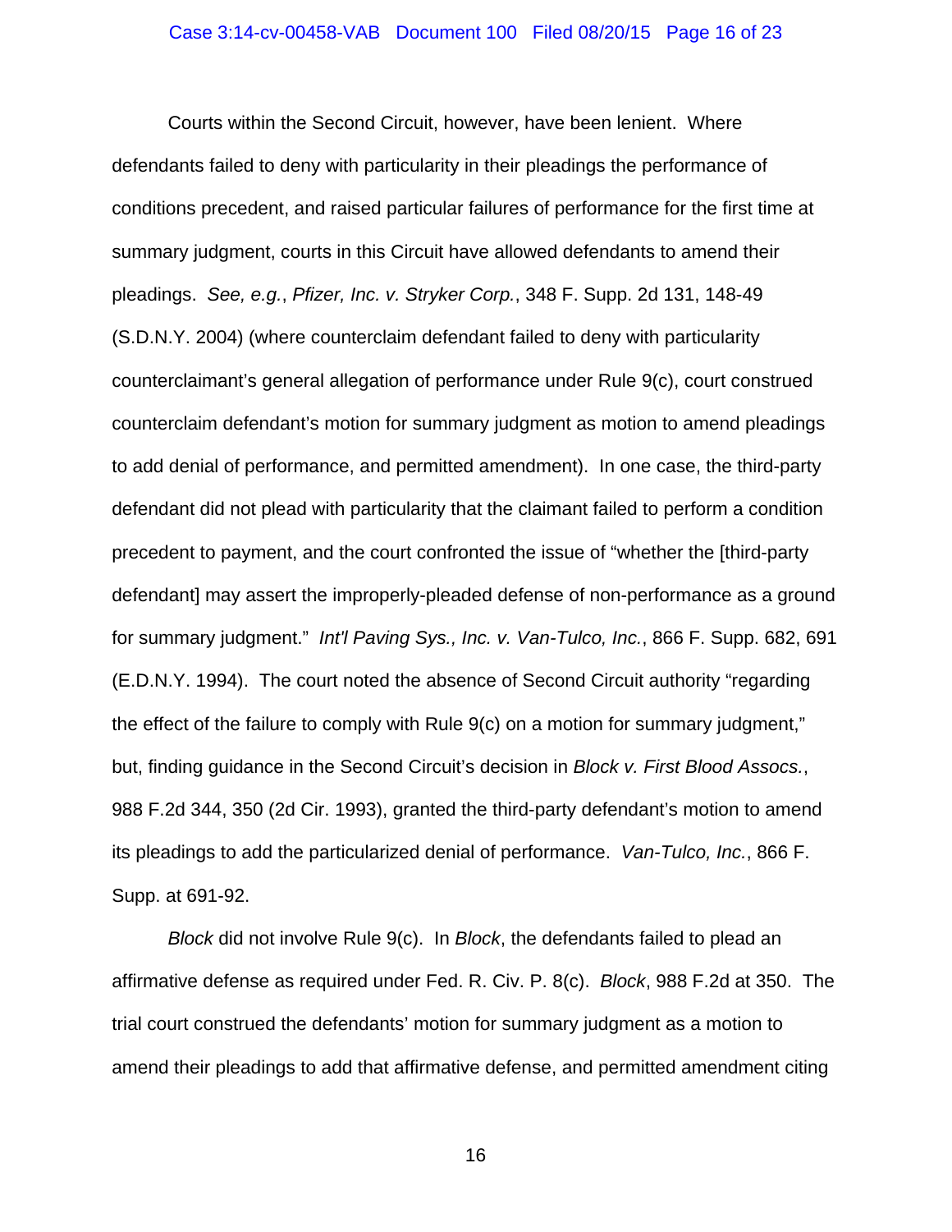Courts within the Second Circuit, however, have been lenient. Where defendants failed to deny with particularity in their pleadings the performance of conditions precedent, and raised particular failures of performance for the first time at summary judgment, courts in this Circuit have allowed defendants to amend their pleadings. *See, e.g.*, *Pfizer, Inc. v. Stryker Corp.*, 348 F. Supp. 2d 131, 148-49 (S.D.N.Y. 2004) (where counterclaim defendant failed to deny with particularity counterclaimant's general allegation of performance under Rule 9(c), court construed counterclaim defendant's motion for summary judgment as motion to amend pleadings to add denial of performance, and permitted amendment). In one case, the third-party defendant did not plead with particularity that the claimant failed to perform a condition precedent to payment, and the court confronted the issue of "whether the [third-party defendant] may assert the improperly-pleaded defense of non-performance as a ground for summary judgment." *Int'l Paving Sys., Inc. v. Van-Tulco, Inc.*, 866 F. Supp. 682, 691 (E.D.N.Y. 1994). The court noted the absence of Second Circuit authority "regarding the effect of the failure to comply with Rule 9(c) on a motion for summary judgment," but, finding guidance in the Second Circuit's decision in *Block v. First Blood Assocs.*, 988 F.2d 344, 350 (2d Cir. 1993), granted the third-party defendant's motion to amend its pleadings to add the particularized denial of performance. *Van-Tulco, Inc.*, 866 F. Supp. at 691-92.

*Block* did not involve Rule 9(c). In *Block*, the defendants failed to plead an affirmative defense as required under Fed. R. Civ. P. 8(c). *Block*, 988 F.2d at 350. The trial court construed the defendants' motion for summary judgment as a motion to amend their pleadings to add that affirmative defense, and permitted amendment citing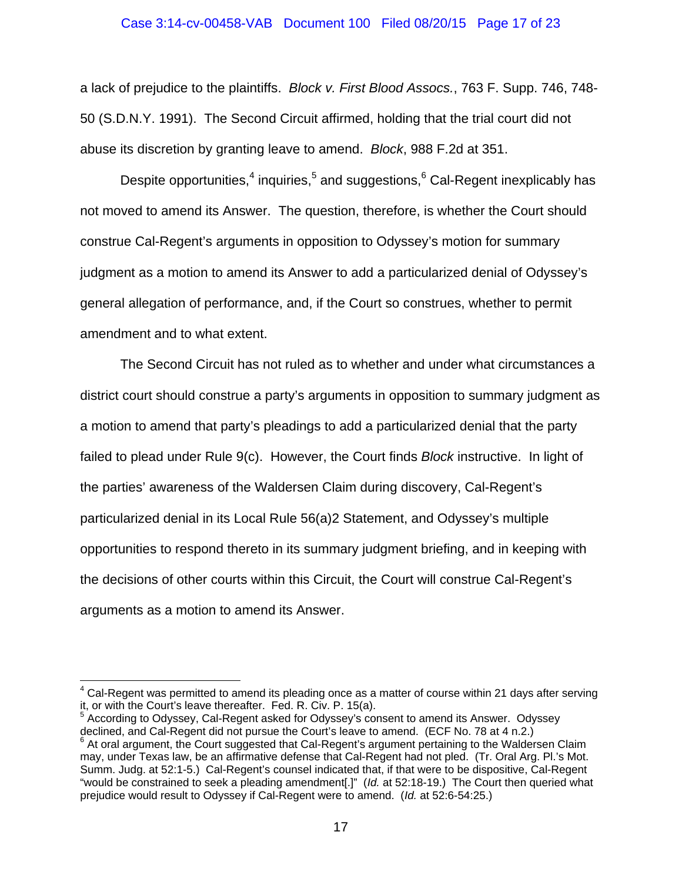a lack of prejudice to the plaintiffs. *Block v. First Blood Assocs.*, 763 F. Supp. 746, 748-50 (S.D.N.Y. 1991). The Second Circuit affirmed, holding that the trial court did not abuse its discretion by granting leave to amend. *Block*, 988 F.2d at 351.

Despite opportunities,[4] inquiries,[5] and suggestions,[6] Cal-Regent inexplicably has not moved to amend its Answer. The question, therefore, is whether the Court should construe Cal-Regent's arguments in opposition to Odyssey's motion for summary judgment as a motion to amend its Answer to add a particularized denial of Odyssey's general allegation of performance, and, if the Court so construes, whether to permit amendment and to what extent.

The Second Circuit has not ruled as to whether and under what circumstances a district court should construe a party's arguments in opposition to summary judgment as a motion to amend that party's pleadings to add a particularized denial that the party failed to plead under Rule 9(c). However, the Court finds *Block* instructive. In light of the parties' awareness of the Waldersen Claim during discovery, Cal-Regent's particularized denial in its Local Rule 56(a)2 Statement, and Odyssey's multiple opportunities to respond thereto in its summary judgment briefing, and in keeping with the decisions of other courts within this Circuit, the Court will construe Cal-Regent's arguments as a motion to amend its Answer.

---

[4] Cal-Regent was permitted to amend its pleading once as a matter of course within 21 days after serving it, or with the Court's leave thereafter. Fed. R. Civ. P. 15(a).

[5] According to Odyssey, Cal-Regent asked for Odyssey's consent to amend its Answer. Odyssey declined, and Cal-Regent did not pursue the Court's leave to amend. (ECF No. 78 at 4 n.2.)

[6] At oral argument, the Court suggested that Cal-Regent's argument pertaining to the Waldersen Claim may, under Texas law, be an affirmative defense that Cal-Regent had not pled. (Tr. Oral Arg. Pl.'s Mot. Summ. Judg. at 52:1-5.) Cal-Regent's counsel indicated that, if that were to be dispositive, Cal-Regent "would be constrained to seek a pleading amendment[.]" (*Id.* at 52:18-19.) The Court then queried what prejudice would result to Odyssey if Cal-Regent were to amend. (*Id.* at 52:6-54:25.)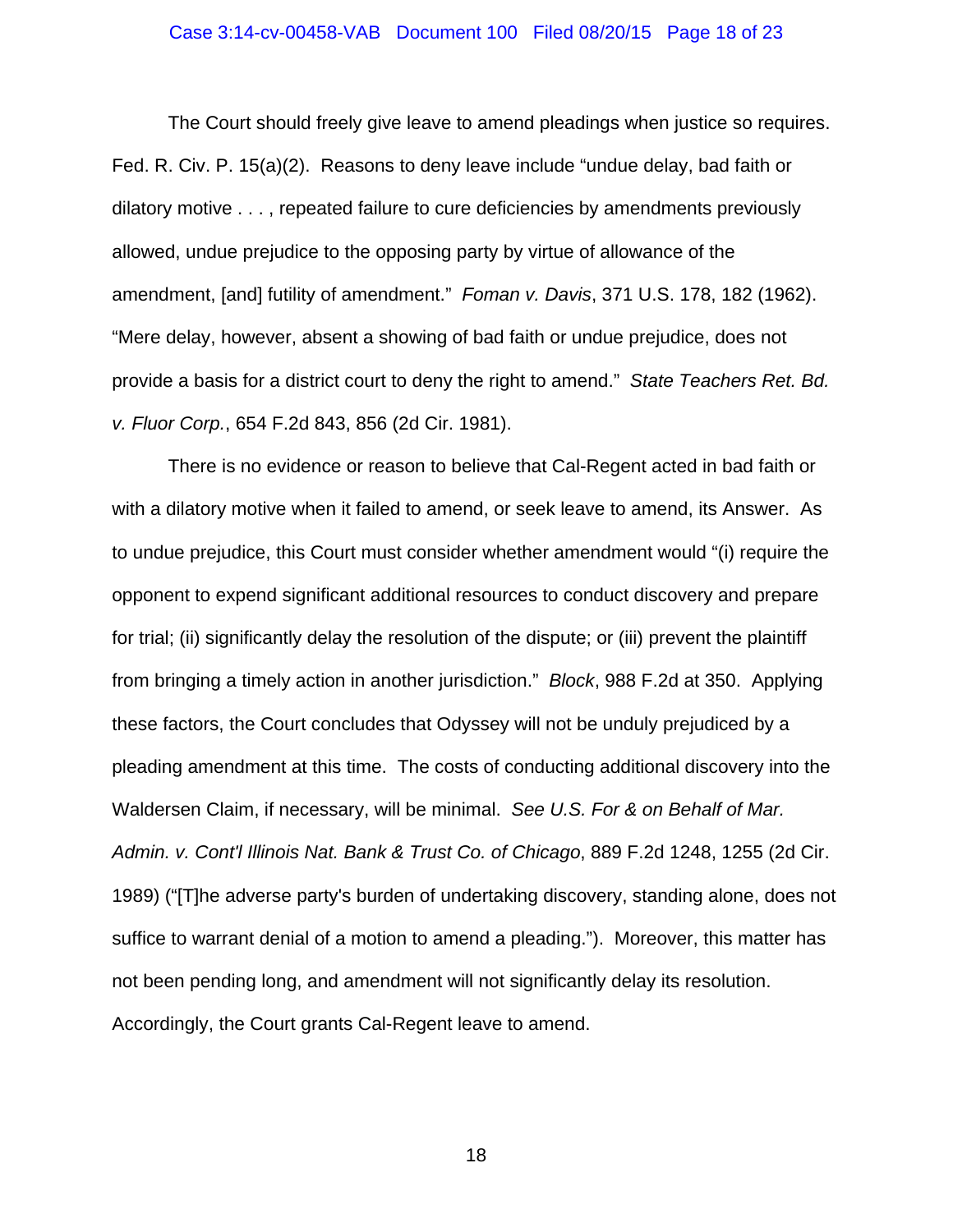The Court should freely give leave to amend pleadings when justice so requires. Fed. R. Civ. P. 15(a)(2). Reasons to deny leave include "undue delay, bad faith or dilatory motive . . . , repeated failure to cure deficiencies by amendments previously allowed, undue prejudice to the opposing party by virtue of allowance of the amendment, [and] futility of amendment." *Foman v. Davis*, 371 U.S. 178, 182 (1962). "Mere delay, however, absent a showing of bad faith or undue prejudice, does not provide a basis for a district court to deny the right to amend." *State Teachers Ret. Bd. v. Fluor Corp.*, 654 F.2d 843, 856 (2d Cir. 1981).

There is no evidence or reason to believe that Cal-Regent acted in bad faith or with a dilatory motive when it failed to amend, or seek leave to amend, its Answer. As to undue prejudice, this Court must consider whether amendment would "(i) require the opponent to expend significant additional resources to conduct discovery and prepare for trial; (ii) significantly delay the resolution of the dispute; or (iii) prevent the plaintiff from bringing a timely action in another jurisdiction." *Block*, 988 F.2d at 350. Applying these factors, the Court concludes that Odyssey will not be unduly prejudiced by a pleading amendment at this time. The costs of conducting additional discovery into the Waldersen Claim, if necessary, will be minimal. *See U.S. For & on Behalf of Mar. Admin. v. Cont'l Illinois Nat. Bank & Trust Co. of Chicago*, 889 F.2d 1248, 1255 (2d Cir. 1989) ("[T]he adverse party's burden of undertaking discovery, standing alone, does not suffice to warrant denial of a motion to amend a pleading."). Moreover, this matter has not been pending long, and amendment will not significantly delay its resolution. Accordingly, the Court grants Cal-Regent leave to amend.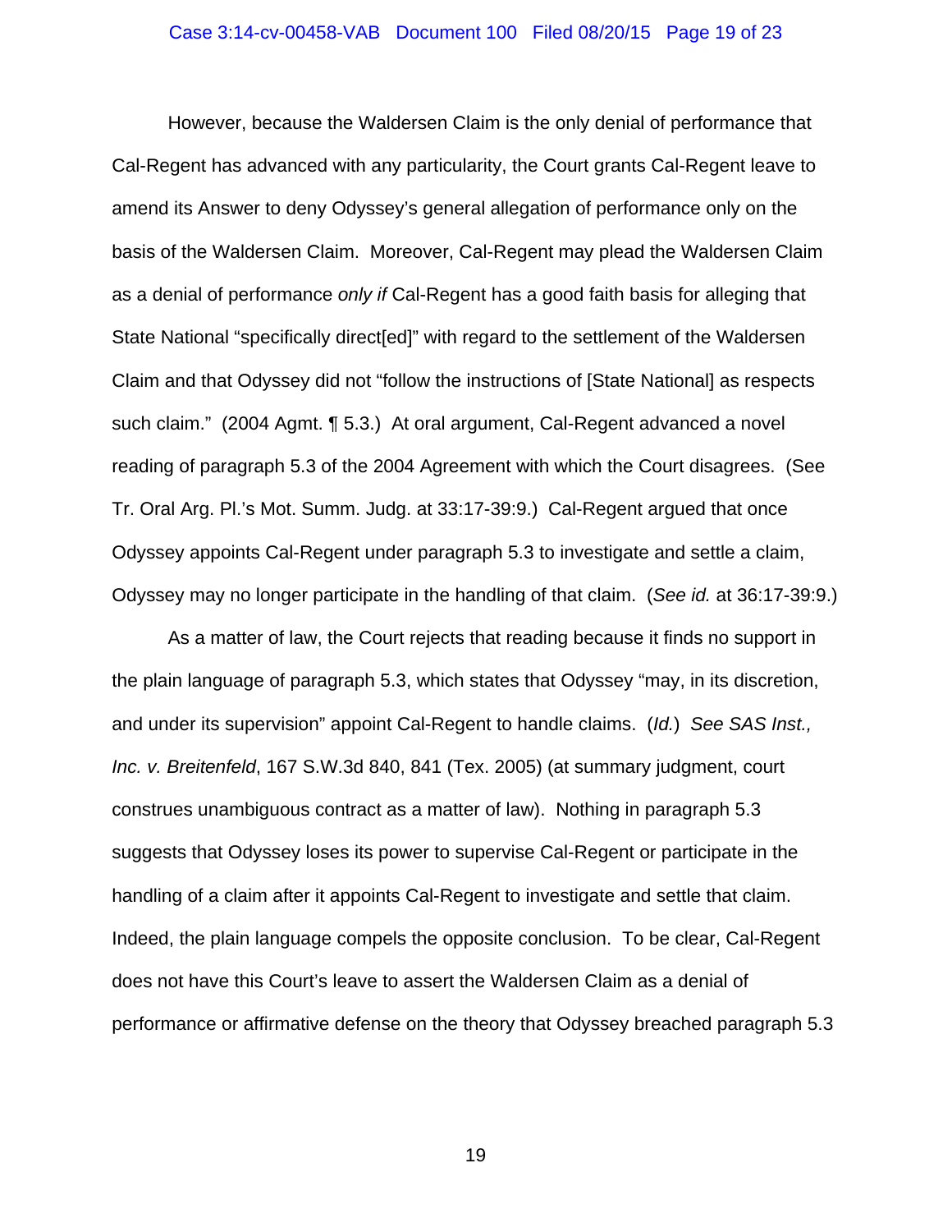However, because the Waldersen Claim is the only denial of performance that Cal-Regent has advanced with any particularity, the Court grants Cal-Regent leave to amend its Answer to deny Odyssey's general allegation of performance only on the basis of the Waldersen Claim. Moreover, Cal-Regent may plead the Waldersen Claim as a denial of performance *only if* Cal-Regent has a good faith basis for alleging that State National "specifically direct[ed]" with regard to the settlement of the Waldersen Claim and that Odyssey did not "follow the instructions of [State National] as respects such claim." (2004 Agmt. ¶ 5.3.) At oral argument, Cal-Regent advanced a novel reading of paragraph 5.3 of the 2004 Agreement with which the Court disagrees. (See Tr. Oral Arg. Pl.'s Mot. Summ. Judg. at 33:17-39:9.) Cal-Regent argued that once Odyssey appoints Cal-Regent under paragraph 5.3 to investigate and settle a claim, Odyssey may no longer participate in the handling of that claim. (*See id.* at 36:17-39:9.)

As a matter of law, the Court rejects that reading because it finds no support in the plain language of paragraph 5.3, which states that Odyssey "may, in its discretion, and under its supervision" appoint Cal-Regent to handle claims. (*Id.*) *See SAS Inst., Inc. v. Breitenfeld*, 167 S.W.3d 840, 841 (Tex. 2005) (at summary judgment, court construes unambiguous contract as a matter of law). Nothing in paragraph 5.3 suggests that Odyssey loses its power to supervise Cal-Regent or participate in the handling of a claim after it appoints Cal-Regent to investigate and settle that claim. Indeed, the plain language compels the opposite conclusion. To be clear, Cal-Regent does not have this Court's leave to assert the Waldersen Claim as a denial of performance or affirmative defense on the theory that Odyssey breached paragraph 5.3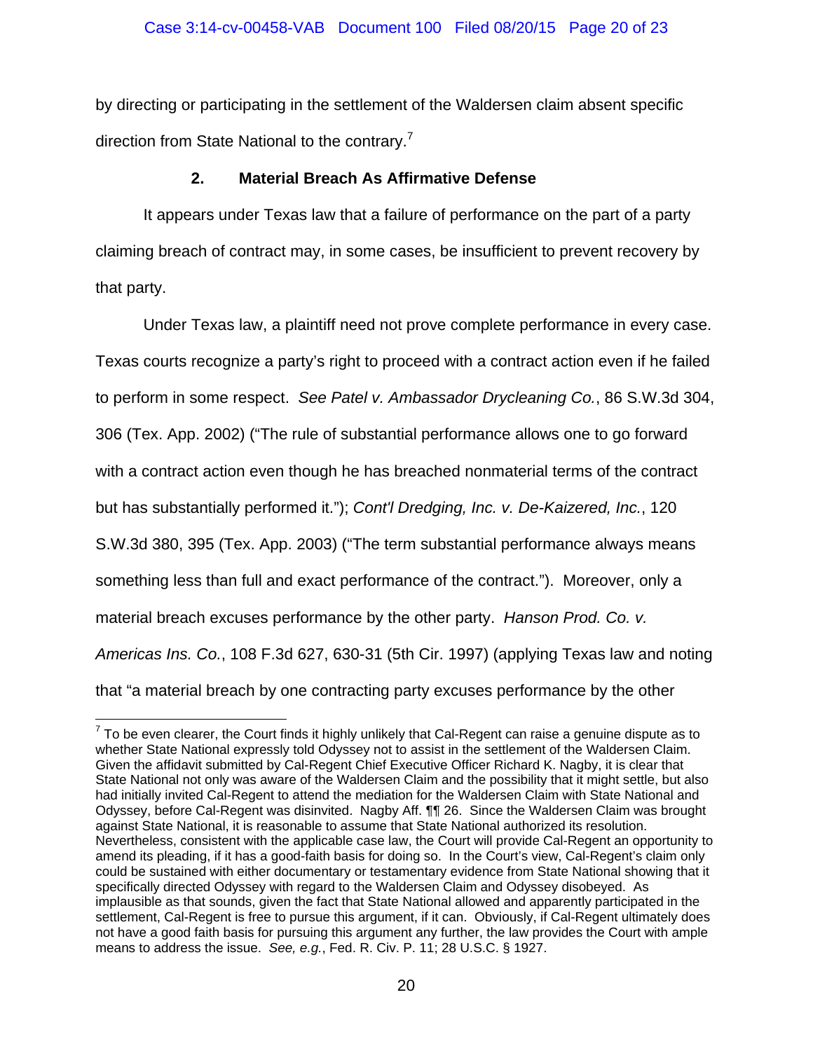by directing or participating in the settlement of the Waldersen claim absent specific direction from State National to the contrary.[7]

### 2. Material Breach As Affirmative Defense

It appears under Texas law that a failure of performance on the part of a party claiming breach of contract may, in some cases, be insufficient to prevent recovery by that party.

Under Texas law, a plaintiff need not prove complete performance in every case. Texas courts recognize a party's right to proceed with a contract action even if he failed to perform in some respect. *See Patel v. Ambassador Drycleaning Co.*, 86 S.W.3d 304, 306 (Tex. App. 2002) ("The rule of substantial performance allows one to go forward with a contract action even though he has breached nonmaterial terms of the contract but has substantially performed it."); *Cont'l Dredging, Inc. v. De-Kaizered, Inc.*, 120 S.W.3d 380, 395 (Tex. App. 2003) ("The term substantial performance always means something less than full and exact performance of the contract."). Moreover, only a material breach excuses performance by the other party. *Hanson Prod. Co. v. Americas Ins. Co.*, 108 F.3d 627, 630-31 (5th Cir. 1997) (applying Texas law and noting that "a material breach by one contracting party excuses performance by the other

---

[7] To be even clearer, the Court finds it highly unlikely that Cal-Regent can raise a genuine dispute as to whether State National expressly told Odyssey not to assist in the settlement of the Waldersen Claim. Given the affidavit submitted by Cal-Regent Chief Executive Officer Richard K. Nagby, it is clear that State National not only was aware of the Waldersen Claim and the possibility that it might settle, but also had initially invited Cal-Regent to attend the mediation for the Waldersen Claim with State National and Odyssey, before Cal-Regent was disinvited. Nagby Aff. ¶¶ 26. Since the Waldersen Claim was brought against State National, it is reasonable to assume that State National authorized its resolution. Nevertheless, consistent with the applicable case law, the Court will provide Cal-Regent an opportunity to amend its pleading, if it has a good-faith basis for doing so. In the Court's view, Cal-Regent's claim only could be sustained with either documentary or testamentary evidence from State National showing that it specifically directed Odyssey with regard to the Waldersen Claim and Odyssey disobeyed. As implausible as that sounds, given the fact that State National allowed and apparently participated in the settlement, Cal-Regent is free to pursue this argument, if it can. Obviously, if Cal-Regent ultimately does not have a good faith basis for pursuing this argument any further, the law provides the Court with ample means to address the issue. *See, e.g.*, Fed. R. Civ. P. 11; 28 U.S.C. § 1927.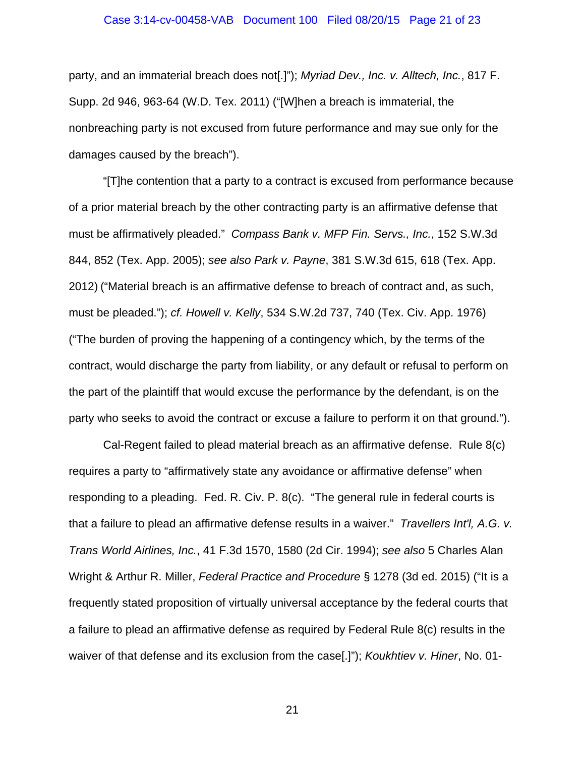party, and an immaterial breach does not[.]"); *Myriad Dev., Inc. v. Alltech, Inc.*, 817 F. Supp. 2d 946, 963-64 (W.D. Tex. 2011) ("[W]hen a breach is immaterial, the nonbreaching party is not excused from future performance and may sue only for the damages caused by the breach").

"[T]he contention that a party to a contract is excused from performance because of a prior material breach by the other contracting party is an affirmative defense that must be affirmatively pleaded." *Compass Bank v. MFP Fin. Servs., Inc.*, 152 S.W.3d 844, 852 (Tex. App. 2005); *see also Park v. Payne*, 381 S.W.3d 615, 618 (Tex. App. 2012) ("Material breach is an affirmative defense to breach of contract and, as such, must be pleaded."); *cf. Howell v. Kelly*, 534 S.W.2d 737, 740 (Tex. Civ. App. 1976) ("The burden of proving the happening of a contingency which, by the terms of the contract, would discharge the party from liability, or any default or refusal to perform on the part of the plaintiff that would excuse the performance by the defendant, is on the party who seeks to avoid the contract or excuse a failure to perform it on that ground.").

Cal-Regent failed to plead material breach as an affirmative defense. Rule 8(c) requires a party to "affirmatively state any avoidance or affirmative defense" when responding to a pleading. Fed. R. Civ. P. 8(c). "The general rule in federal courts is that a failure to plead an affirmative defense results in a waiver." *Travellers Int'l, A.G. v. Trans World Airlines, Inc.*, 41 F.3d 1570, 1580 (2d Cir. 1994); *see also* 5 Charles Alan Wright & Arthur R. Miller, *Federal Practice and Procedure* § 1278 (3d ed. 2015) ("It is a frequently stated proposition of virtually universal acceptance by the federal courts that a failure to plead an affirmative defense as required by Federal Rule 8(c) results in the waiver of that defense and its exclusion from the case[.]"); *Koukhtiev v. Hiner*, No. 01-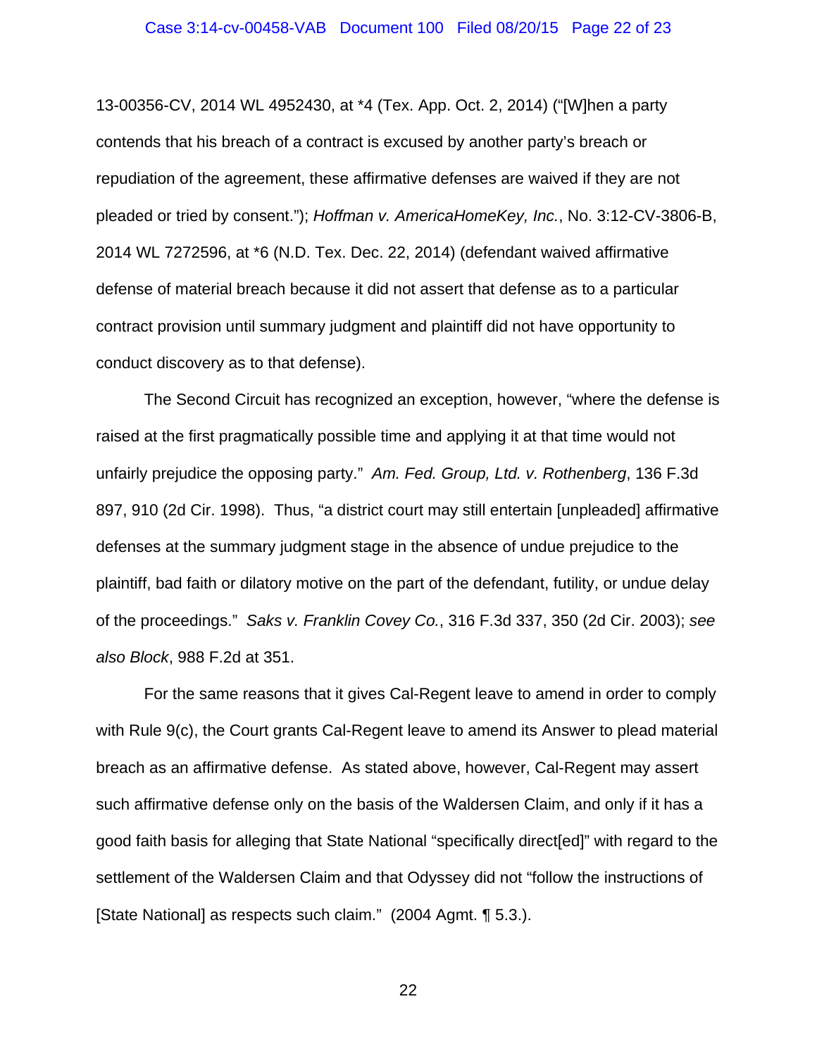13-00356-CV, 2014 WL 4952430, at *4 (Tex. App. Oct. 2, 2014) ("[W]hen a party contends that his breach of a contract is excused by another party's breach or repudiation of the agreement, these affirmative defenses are waived if they are not pleaded or tried by consent."); *Hoffman v. AmericaHomeKey, Inc.*, No. 3:12-CV-3806-B, 2014 WL 7272596, at *6 (N.D. Tex. Dec. 22, 2014) (defendant waived affirmative defense of material breach because it did not assert that defense as to a particular contract provision until summary judgment and plaintiff did not have opportunity to conduct discovery as to that defense).

The Second Circuit has recognized an exception, however, "where the defense is raised at the first pragmatically possible time and applying it at that time would not unfairly prejudice the opposing party." *Am. Fed. Group, Ltd. v. Rothenberg*, 136 F.3d 897, 910 (2d Cir. 1998). Thus, "a district court may still entertain [unpleaded] affirmative defenses at the summary judgment stage in the absence of undue prejudice to the plaintiff, bad faith or dilatory motive on the part of the defendant, futility, or undue delay of the proceedings." *Saks v. Franklin Covey Co.*, 316 F.3d 337, 350 (2d Cir. 2003); *see also Block*, 988 F.2d at 351.

For the same reasons that it gives Cal-Regent leave to amend in order to comply with Rule 9(c), the Court grants Cal-Regent leave to amend its Answer to plead material breach as an affirmative defense. As stated above, however, Cal-Regent may assert such affirmative defense only on the basis of the Waldersen Claim, and only if it has a good faith basis for alleging that State National "specifically direct[ed]" with regard to the settlement of the Waldersen Claim and that Odyssey did not "follow the instructions of [State National] as respects such claim." (2004 Agmt. ¶ 5.3.).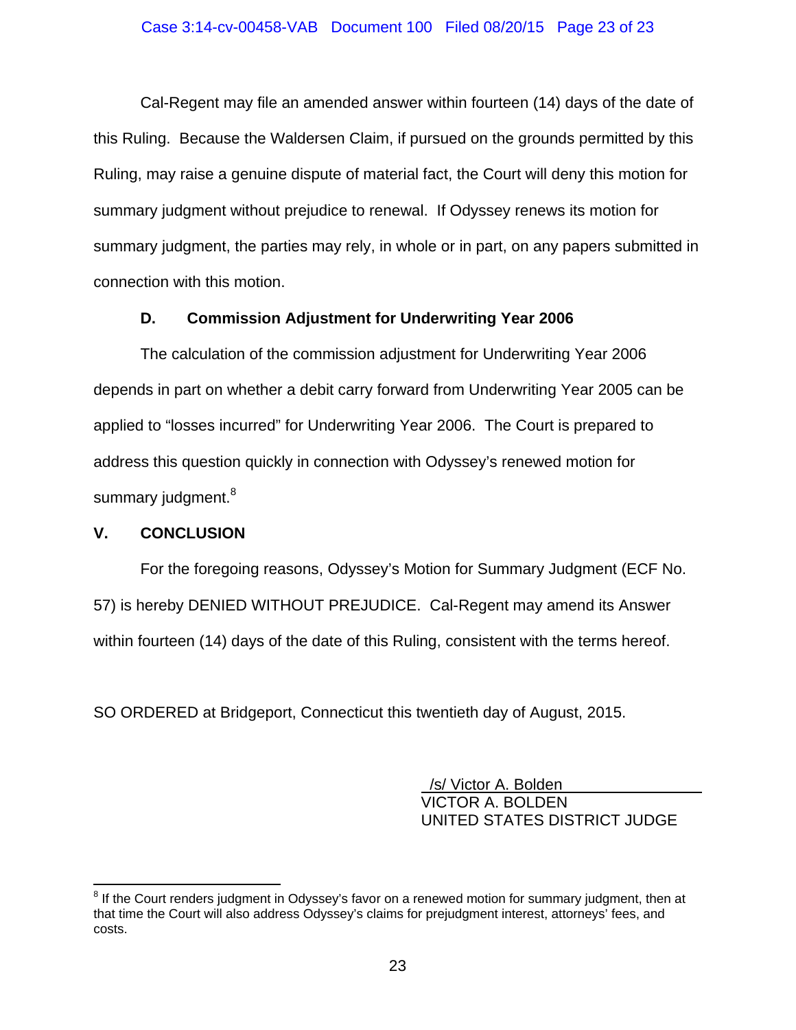Cal-Regent may file an amended answer within fourteen (14) days of the date of this Ruling. Because the Waldersen Claim, if pursued on the grounds permitted by this Ruling, may raise a genuine dispute of material fact, the Court will deny this motion for summary judgment without prejudice to renewal. If Odyssey renews its motion for summary judgment, the parties may rely, in whole or in part, on any papers submitted in connection with this motion.

### D. Commission Adjustment for Underwriting Year 2006

The calculation of the commission adjustment for Underwriting Year 2006 depends in part on whether a debit carry forward from Underwriting Year 2005 can be applied to "losses incurred" for Underwriting Year 2006. The Court is prepared to address this question quickly in connection with Odyssey's renewed motion for summary judgment.[8]

## V. CONCLUSION

For the foregoing reasons, Odyssey's Motion for Summary Judgment (ECF No. 57) is hereby DENIED WITHOUT PREJUDICE. Cal-Regent may amend its Answer within fourteen (14) days of the date of this Ruling, consistent with the terms hereof.

SO ORDERED at Bridgeport, Connecticut this twentieth day of August, 2015.

/s/ Victor A. Bolden
VICTOR A. BOLDEN
UNITED STATES DISTRICT JUDGE

[8] If the Court renders judgment in Odyssey's favor on a renewed motion for summary judgment, then at that time the Court will also address Odyssey's claims for prejudgment interest, attorneys' fees, and costs.